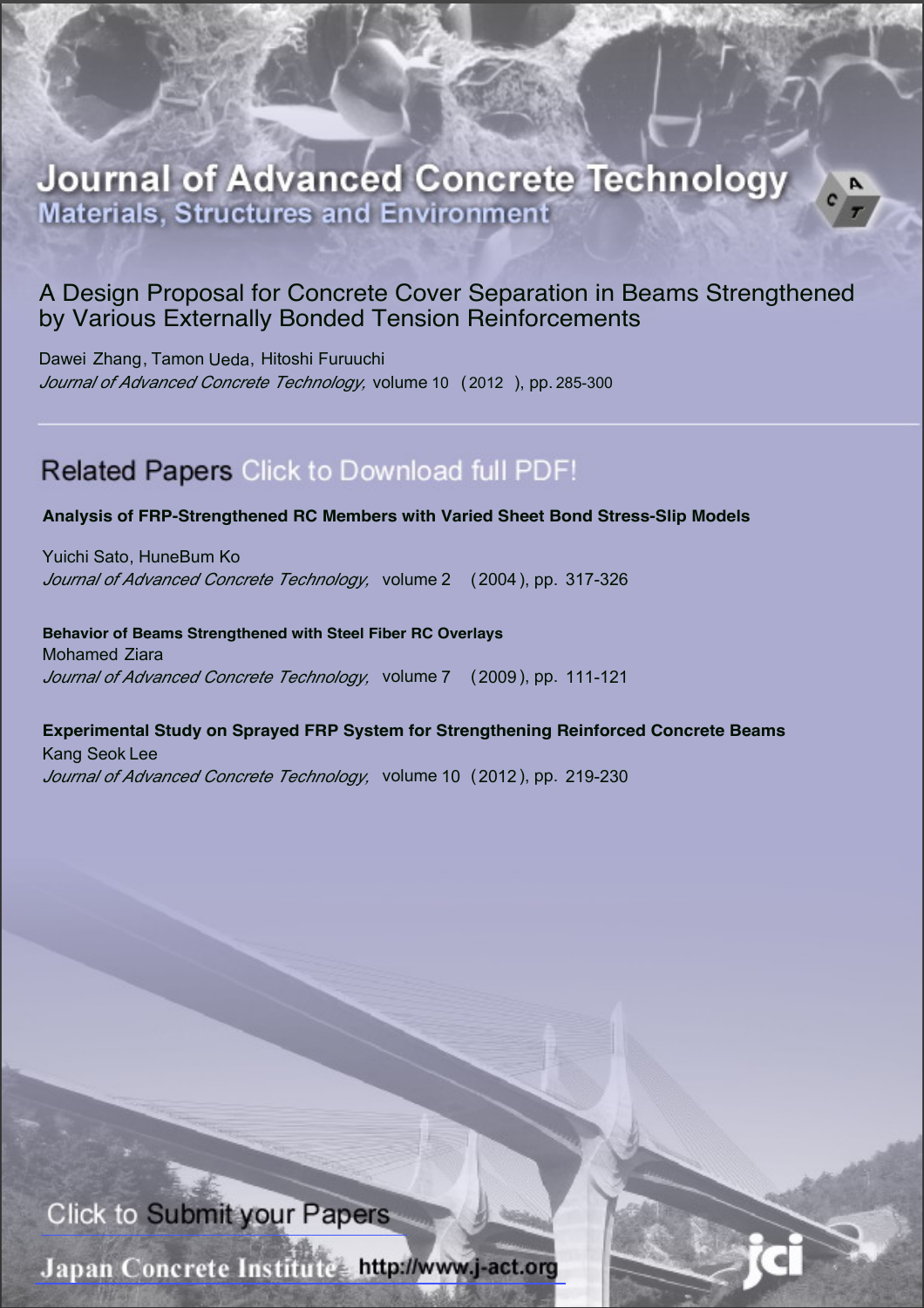# Journal of Advanced Concrete Technology

## Materials, Structures and Environment

## A Design Proposal for Concrete Cover Separation in Beams Strengthened by Various Externally Bonded Tension Reinforcements

Dawei Zhang, Tamon Ueda, Hitoshi Furuuchi

*Journal of Advanced Concrete Technology,* volume 10 (2012 ), pp. 285-300

## Related Papers Click to Download full PDF!

**Analysis of FRP-Strengthened RC Members with Varied Sheet Bond Stress-Slip Models**

Yuichi Sato, HuneBum Ko

*Journal of Advanced Concrete Technology,* volume 2 (2004 ), pp. 317-326

**Behavior of Beams Strengthened with Steel Fiber RC Overlays**

Mohamed Ziara

*Journal of Advanced Concrete Technology,* volume 7 (2009 ), pp. 111-121

**Experimental Study on Sprayed FRP System for Strengthening Reinforced Concrete Beams**

Kang Seok Lee

*Journal of Advanced Concrete Technology,* volume 10 (2012 ), pp. 219-230

Click to Submit your Papers

Japan Concrete Institute http://www.j-act.org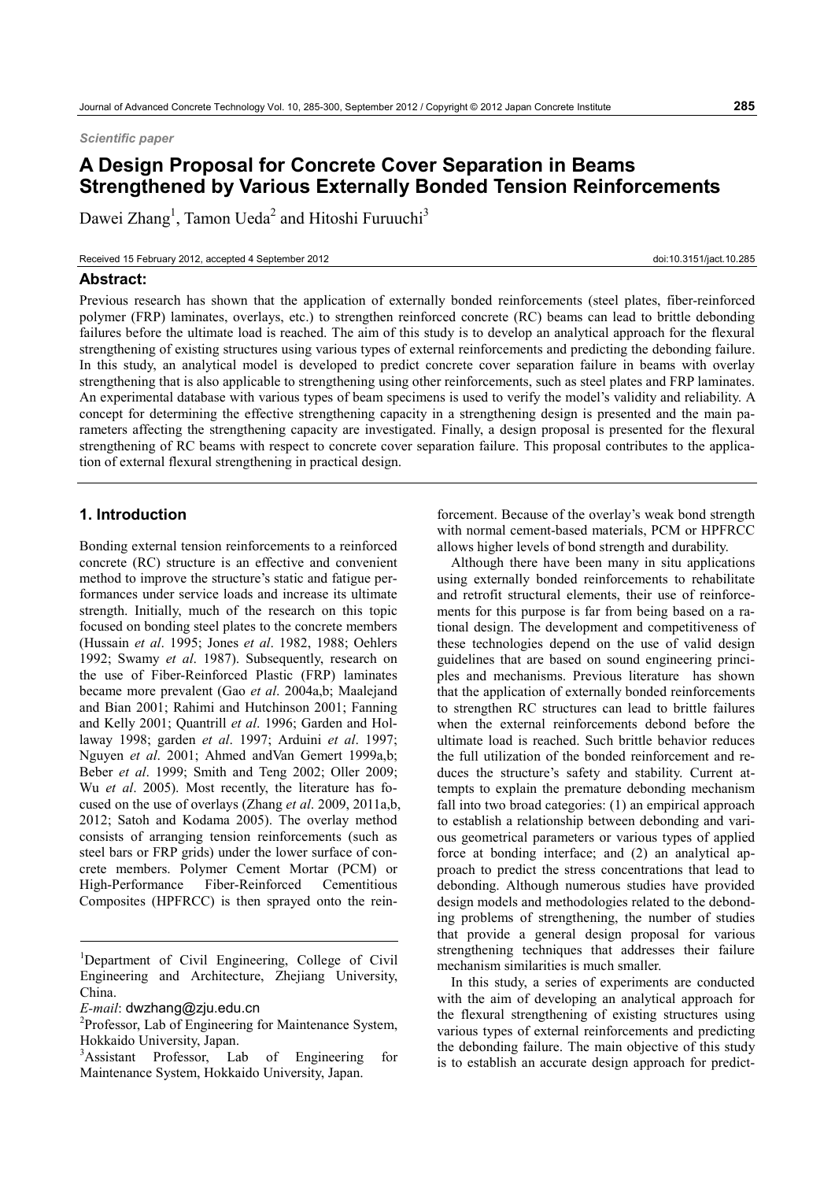*Scientific paper*

# A Design Proposal for Concrete Cover Separation in Beams Strengthened by Various Externally Bonded Tension Reinforcements

Dawei Zhang[1], Tamon Ueda[2] and Hitoshi Furuuchi[3]

Received 15 February 2012, accepted 4 September 2012

doi:10.3151/jact.10.285

## Abstract:

Previous research has shown that the application of externally bonded reinforcements (steel plates, fiber-reinforced polymer (FRP) laminates, overlays, etc.) to strengthen reinforced concrete (RC) beams can lead to brittle debonding failures before the ultimate load is reached. The aim of this study is to develop an analytical approach for the flexural strengthening of existing structures using various types of external reinforcements and predicting the debonding failure. In this study, an analytical model is developed to predict concrete cover separation failure in beams with overlay strengthening that is also applicable to strengthening using other reinforcements, such as steel plates and FRP laminates. An experimental database with various types of beam specimens is used to verify the model's validity and reliability. A concept for determining the effective strengthening capacity in a strengthening design is presented and the main parameters affecting the strengthening capacity are investigated. Finally, a design proposal is presented for the flexural strengthening of RC beams with respect to concrete cover separation failure. This proposal contributes to the application of external flexural strengthening in practical design.

## 1. Introduction

Bonding external tension reinforcements to a reinforced concrete (RC) structure is an effective and convenient method to improve the structure's static and fatigue performances under service loads and increase its ultimate strength. Initially, much of the research on this topic focused on bonding steel plates to the concrete members (Hussain *et al*. 1995; Jones *et al*. 1982, 1988; Oehlers 1992; Swamy *et al*. 1987). Subsequently, research on the use of Fiber-Reinforced Plastic (FRP) laminates became more prevalent (Gao *et al*. 2004a,b; Maalejand and Bian 2001; Rahimi and Hutchinson 2001; Fanning and Kelly 2001; Quantrill *et al*. 1996; Garden and Hollaway 1998; garden *et al*. 1997; Arduini *et al*. 1997; Nguyen *et al*. 2001; Ahmed andVan Gemert 1999a,b; Beber *et al*. 1999; Smith and Teng 2002; Oller 2009; Wu *et al*. 2005). Most recently, the literature has focused on the use of overlays (Zhang *et al*. 2009, 2011a,b, 2012; Satoh and Kodama 2005). The overlay method consists of arranging tension reinforcements (such as steel bars or FRP grids) under the lower surface of concrete members. Polymer Cement Mortar (PCM) or High-Performance Fiber-Reinforced Cementitious Composites (HPFRCC) is then sprayed onto the reinforcement. Because of the overlay's weak bond strength with normal cement-based materials, PCM or HPFRCC allows higher levels of bond strength and durability.

Although there have been many in situ applications using externally bonded reinforcements to rehabilitate and retrofit structural elements, their use of reinforcements for this purpose is far from being based on a rational design. The development and competitiveness of these technologies depend on the use of valid design guidelines that are based on sound engineering principles and mechanisms. Previous literature has shown that the application of externally bonded reinforcements to strengthen RC structures can lead to brittle failures when the external reinforcements debond before the ultimate load is reached. Such brittle behavior reduces the full utilization of the bonded reinforcement and reduces the structure's safety and stability. Current attempts to explain the premature debonding mechanism fall into two broad categories: (1) an empirical approach to establish a relationship between debonding and various geometrical parameters or various types of applied force at bonding interface; and (2) an analytical approach to predict the stress concentrations that lead to debonding. Although numerous studies have provided design models and methodologies related to the debonding problems of strengthening, the number of studies that provide a general design proposal for various strengthening techniques that addresses their failure mechanism similarities is much smaller.

In this study, a series of experiments are conducted with the aim of developing an analytical approach for the flexural strengthening of existing structures using various types of external reinforcements and predicting the debonding failure. The main objective of this study is to establish an accurate design approach for predict-

---

[1]Department of Civil Engineering, College of Civil Engineering and Architecture, Zhejiang University, China.
*E-mail*: dwzhang@zju.edu.cn
[2]Professor, Lab of Engineering for Maintenance System, Hokkaido University, Japan.
[3]Assistant Professor, Lab of Engineering for Maintenance System, Hokkaido University, Japan.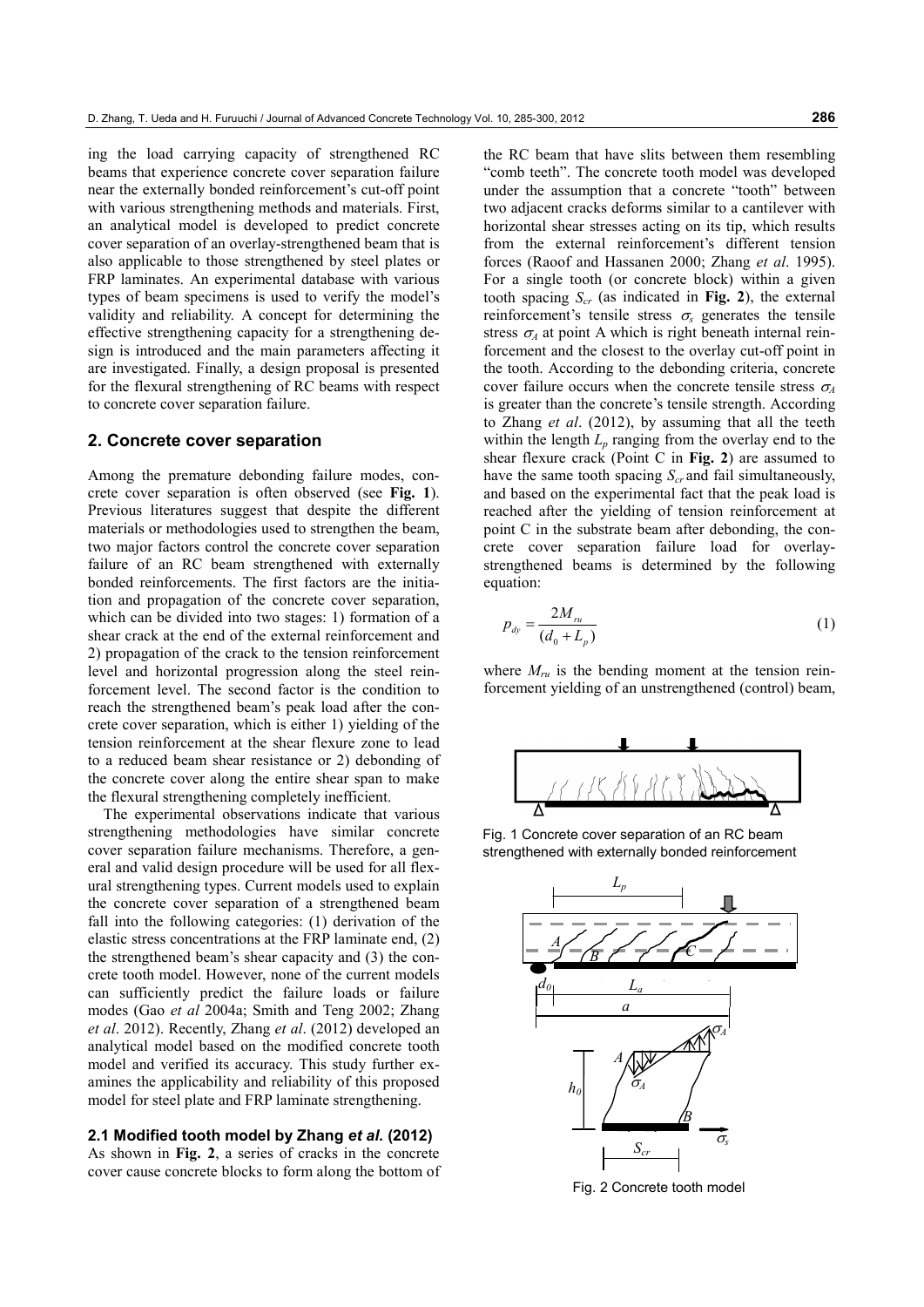ing the load carrying capacity of strengthened RC beams that experience concrete cover separation failure near the externally bonded reinforcement's cut-off point with various strengthening methods and materials. First, an analytical model is developed to predict concrete cover separation of an overlay-strengthened beam that is also applicable to those strengthened by steel plates or FRP laminates. An experimental database with various types of beam specimens is used to verify the model's validity and reliability. A concept for determining the effective strengthening capacity for a strengthening design is introduced and the main parameters affecting it are investigated. Finally, a design proposal is presented for the flexural strengthening of RC beams with respect to concrete cover separation failure.

## 2. Concrete cover separation

Among the premature debonding failure modes, concrete cover separation is often observed (see **Fig. 1**). Previous literatures suggest that despite the different materials or methodologies used to strengthen the beam, two major factors control the concrete cover separation failure of an RC beam strengthened with externally bonded reinforcements. The first factors are the initiation and propagation of the concrete cover separation, which can be divided into two stages: 1) formation of a shear crack at the end of the external reinforcement and 2) propagation of the crack to the tension reinforcement level and horizontal progression along the steel reinforcement level. The second factor is the condition to reach the strengthened beam's peak load after the concrete cover separation, which is either 1) yielding of the tension reinforcement at the shear flexure zone to lead to a reduced beam shear resistance or 2) debonding of the concrete cover along the entire shear span to make the flexural strengthening completely inefficient.

The experimental observations indicate that various strengthening methodologies have similar concrete cover separation failure mechanisms. Therefore, a general and valid design procedure will be used for all flexural strengthening types. Current models used to explain the concrete cover separation of a strengthened beam fall into the following categories: (1) derivation of the elastic stress concentrations at the FRP laminate end, (2) the strengthened beam's shear capacity and (3) the concrete tooth model. However, none of the current models can sufficiently predict the failure loads or failure modes (Gao *et al* 2004a; Smith and Teng 2002; Zhang *et al*. 2012). Recently, Zhang *et al*. (2012) developed an analytical model based on the modified concrete tooth model and verified its accuracy. This study further examines the applicability and reliability of this proposed model for steel plate and FRP laminate strengthening.

### 2.1 Modified tooth model by Zhang *et al.* (2012)

As shown in **Fig. 2**, a series of cracks in the concrete cover cause concrete blocks to form along the bottom of the RC beam that have slits between them resembling "comb teeth". The concrete tooth model was developed under the assumption that a concrete "tooth" between two adjacent cracks deforms similar to a cantilever with horizontal shear stresses acting on its tip, which results from the external reinforcement's different tension forces (Raoof and Hassanen 2000; Zhang *et al*. 1995). For a single tooth (or concrete block) within a given tooth spacing $S_{cr}$ (as indicated in **Fig. 2**), the external reinforcement's tensile stress $\sigma_s$ generates the tensile stress $\sigma_A$ at point A which is right beneath internal reinforcement and the closest to the overlay cut-off point in the tooth. According to the debonding criteria, concrete cover failure occurs when the concrete tensile stress $\sigma_A$ is greater than the concrete's tensile strength. According to Zhang *et al*. (2012), by assuming that all the teeth within the length $L_p$ ranging from the overlay end to the shear flexure crack (Point C in **Fig. 2**) are assumed to have the same tooth spacing $S_{cr}$ and fail simultaneously, and based on the experimental fact that the peak load is reached after the yielding of tension reinforcement at point C in the substrate beam after debonding, the concrete cover separation failure load for overlay-strengthened beams is determined by the following equation:

$$p_{dy} = \frac{2M_{ru}}{(d_0 + L_p)} \tag{1}$$

where $M_{ru}$ is the bending moment at the tension reinforcement yielding of an unstrengthened (control) beam,

Fig. 1 Concrete cover separation of an RC beam strengthened with externally bonded reinforcement

Fig. 2 Concrete tooth model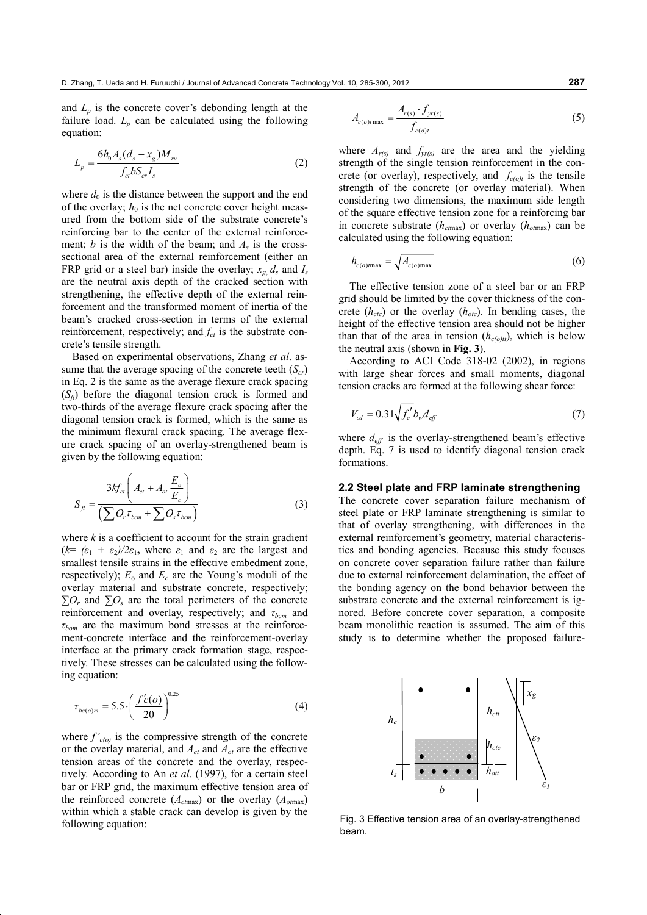and $L_p$ is the concrete cover's debonding length at the failure load. $L_p$ can be calculated using the following equation:

$$L_p = \frac{6h_0 A_s (d_s - x_g) M_{ru}}{f_{ct} b S_{cr} I_s} \tag{2}$$

where $d_0$ is the distance between the support and the end of the overlay; $h_0$ is the net concrete cover height measured from the bottom side of the substrate concrete's reinforcing bar to the center of the external reinforcement; $b$ is the width of the beam; and $A_s$ is the cross-sectional area of the external reinforcement (either an FRP grid or a steel bar) inside the overlay; $x_g$, $d_s$ and $I_s$ are the neutral axis depth of the cracked section with strengthening, the effective depth of the external reinforcement and the transformed moment of inertia of the beam's cracked cross-section in terms of the external reinforcement, respectively; and $f_{ct}$ is the substrate concrete's tensile strength.

Based on experimental observations, Zhang *et al*. assume that the average spacing of the concrete teeth ($S_{cr}$) in Eq. 2 is the same as the average flexure crack spacing ($S_{fl}$) before the diagonal tension crack is formed and two-thirds of the average flexure crack spacing after the diagonal tension crack is formed, which is the same as the minimum flexural crack spacing. The average flexure crack spacing of an overlay-strengthened beam is given by the following equation:

$$S_{fl} = \frac{3kf_{ct}\left(A_{ct} + A_{ot}\dfrac{E_o}{E_c}\right)}{\left(\sum O_r \tau_{bcm} + \sum O_s \tau_{bcm}\right)} \tag{3}$$

where $k$ is a coefficient to account for the strain gradient ($k = (\varepsilon_1 + \varepsilon_2)/2\varepsilon_1$, where $\varepsilon_1$ and $\varepsilon_2$ are the largest and smallest tensile strains in the effective embedment zone, respectively); $E_o$ and $E_c$ are the Young's moduli of the overlay material and substrate concrete, respectively; $\sum O_r$ and $\sum O_s$ are the total perimeters of the concrete reinforcement and overlay, respectively; and $\tau_{bcm}$ and $\tau_{bom}$ are the maximum bond stresses at the reinforcement-concrete interface and the reinforcement-overlay interface at the primary crack formation stage, respectively. These stresses can be calculated using the following equation:

$$\tau_{bc(o)m} = 5.5 \cdot \left(\frac{f'c(o)}{20}\right)^{0.25} \tag{4}$$

where $f'_{c(o)}$ is the compressive strength of the concrete or the overlay material, and $A_{ct}$ and $A_{ot}$ are the effective tension areas of the concrete and the overlay, respectively. According to An *et al*. (1997), for a certain steel bar or FRP grid, the maximum effective tension area of the reinforced concrete ($A_{ct\max}$) or the overlay ($A_{ot\max}$) within which a stable crack can develop is given by the following equation:

$$A_{c(o)t\max} = \frac{A_{r(s)} \cdot f_{yr(s)}}{f_{c(o)t}} \tag{5}$$

where $A_{r(s)}$ and $f_{yr(s)}$ are the area and the yielding strength of the single tension reinforcement in the concrete (or overlay), respectively, and $f_{c(o)t}$ is the tensile strength of the concrete (or overlay material). When considering two dimensions, the maximum side length of the square effective tension zone for a reinforcing bar in concrete substrate ($h_{ct\max}$) or overlay ($h_{ot\max}$) can be calculated using the following equation:

$$h_{c(o)t\max} = \sqrt{A_{c(o)\max}} \tag{6}$$

The effective tension zone of a steel bar or an FRP grid should be limited by the cover thickness of the concrete ($h_{ctc}$) or the overlay ($h_{otc}$). In bending cases, the height of the effective tension area should not be higher than that of the area in tension ($h_{c(o)tt}$), which is below the neutral axis (shown in **Fig. 3**).

According to ACI Code 318-02 (2002), in regions with large shear forces and small moments, diagonal tension cracks are formed at the following shear force:

$$V_{cd} = 0.31\sqrt{f_c'}\, b_w d_{eff} \tag{7}$$

where $d_{eff}$ is the overlay-strengthened beam's effective depth. Eq. 7 is used to identify diagonal tension crack formations.

### 2.2 Steel plate and FRP laminate strengthening

The concrete cover separation failure mechanism of steel plate or FRP laminate strengthening is similar to that of overlay strengthening, with differences in the external reinforcement's geometry, material characteristics and bonding agencies. Because this study focuses on concrete cover separation failure rather than failure due to external reinforcement delamination, the effect of the bonding agency on the bond behavior between the substrate concrete and the external reinforcement is ignored. Before concrete cover separation, a composite beam monolithic reaction is assumed. The aim of this study is to determine whether the proposed failure-

Fig. 3 Effective tension area of an overlay-strengthened beam.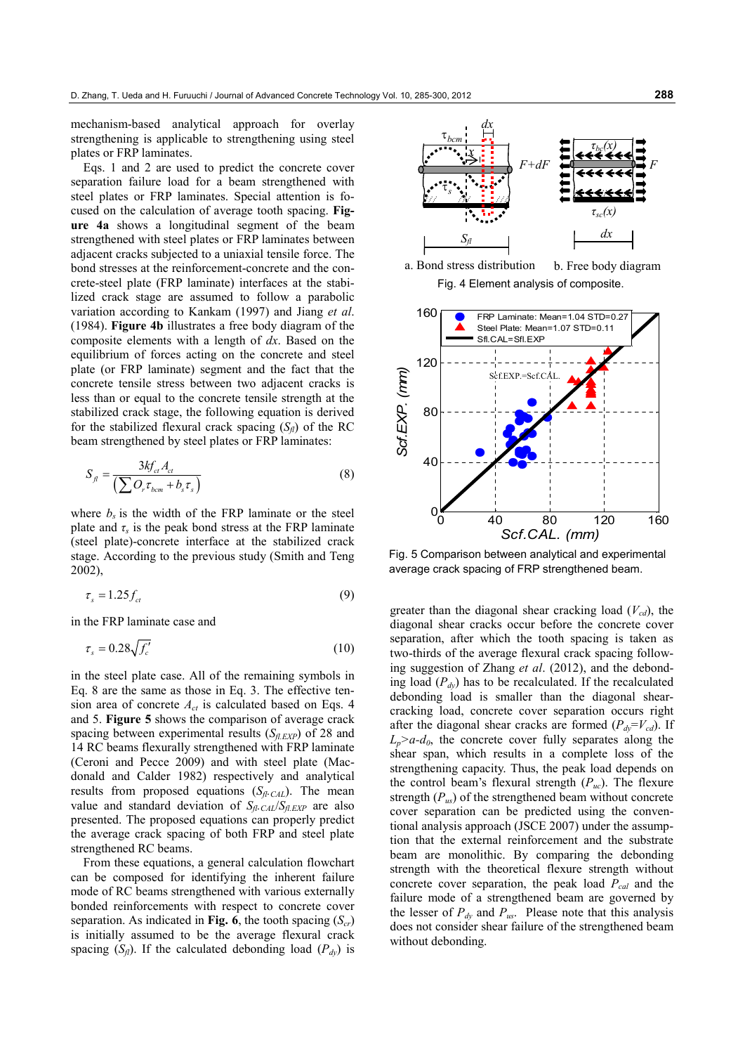mechanism-based analytical approach for overlay strengthening is applicable to strengthening using steel plates or FRP laminates.

Eqs. 1 and 2 are used to predict the concrete cover separation failure load for a beam strengthened with steel plates or FRP laminates. Special attention is focused on the calculation of average tooth spacing. **Figure 4a** shows a longitudinal segment of the beam strengthened with steel plates or FRP laminates between adjacent cracks subjected to a uniaxial tensile force. The bond stresses at the reinforcement-concrete and the concrete-steel plate (FRP laminate) interfaces at the stabilized crack stage are assumed to follow a parabolic variation according to Kankam (1997) and Jiang *et al.* (1984). **Figure 4b** illustrates a free body diagram of the composite elements with a length of $dx$. Based on the equilibrium of forces acting on the concrete and steel plate (or FRP laminate) segment and the fact that the concrete tensile stress between two adjacent cracks is less than or equal to the concrete tensile strength at the stabilized crack stage, the following equation is derived for the stabilized flexural crack spacing ($S_{fl}$) of the RC beam strengthened by steel plates or FRP laminates:

$$S_{fl} = \frac{3kf_{ct}A_{ct}}{\left(\sum O_r \tau_{bcm} + b_s \tau_s\right)} \tag{8}$$

where $b_s$ is the width of the FRP laminate or the steel plate and $\tau_s$ is the peak bond stress at the FRP laminate (steel plate)-concrete interface at the stabilized crack stage. According to the previous study (Smith and Teng 2002),

$$\tau_s = 1.25 f_{ct} \tag{9}$$

in the FRP laminate case and

$$\tau_s = 0.28\sqrt{f_c'} \tag{10}$$

in the steel plate case. All of the remaining symbols in Eq. 8 are the same as those in Eq. 3. The effective tension area of concrete $A_{ct}$ is calculated based on Eqs. 4 and 5. **Figure 5** shows the comparison of average crack spacing between experimental results ($S_{fl.EXP}$) of 28 and 14 RC beams flexurally strengthened with FRP laminate (Ceroni and Pecce 2009) and with steel plate (Macdonald and Calder 1982) respectively and analytical results from proposed equations ($S_{fl\text{-}CAL}$). The mean value and standard deviation of $S_{fl\text{-}CAL}/S_{fl.EXP}$ are also presented. The proposed equations can properly predict the average crack spacing of both FRP and steel plate strengthened RC beams.

From these equations, a general calculation flowchart can be composed for identifying the inherent failure mode of RC beams strengthened with various externally bonded reinforcements with respect to concrete cover separation. As indicated in **Fig. 6**, the tooth spacing ($S_{cr}$) is initially assumed to be the average flexural crack spacing ($S_{fl}$). If the calculated debonding load ($P_{dy}$) is

a. Bond stress distribution b. Free body diagram

Fig. 4 Element analysis of composite.

Fig. 5 Comparison between analytical and experimental average crack spacing of FRP strengthened beam.

greater than the diagonal shear cracking load ($V_{cd}$), the diagonal shear cracks occur before the concrete cover separation, after which the tooth spacing is taken as two-thirds of the average flexural crack spacing following suggestion of Zhang *et al.* (2012), and the debonding load ($P_{dy}$) has to be recalculated. If the recalculated debonding load is smaller than the diagonal shear-cracking load, concrete cover separation occurs right after the diagonal shear cracks are formed ($P_{dy}=V_{cd}$). If $L_p>a\text{-}d_0$, the concrete cover fully separates along the shear span, which results in a complete loss of the strengthening capacity. Thus, the peak load depends on the control beam's flexural strength ($P_{uc}$). The flexure strength ($P_{us}$) of the strengthened beam without concrete cover separation can be predicted using the conventional analysis approach (JSCE 2007) under the assumption that the external reinforcement and the substrate beam are monolithic. By comparing the debonding strength with the theoretical flexure strength without concrete cover separation, the peak load $P_{cal}$ and the failure mode of a strengthened beam are governed by the lesser of $P_{dy}$ and $P_{us}$. Please note that this analysis does not consider shear failure of the strengthened beam without debonding.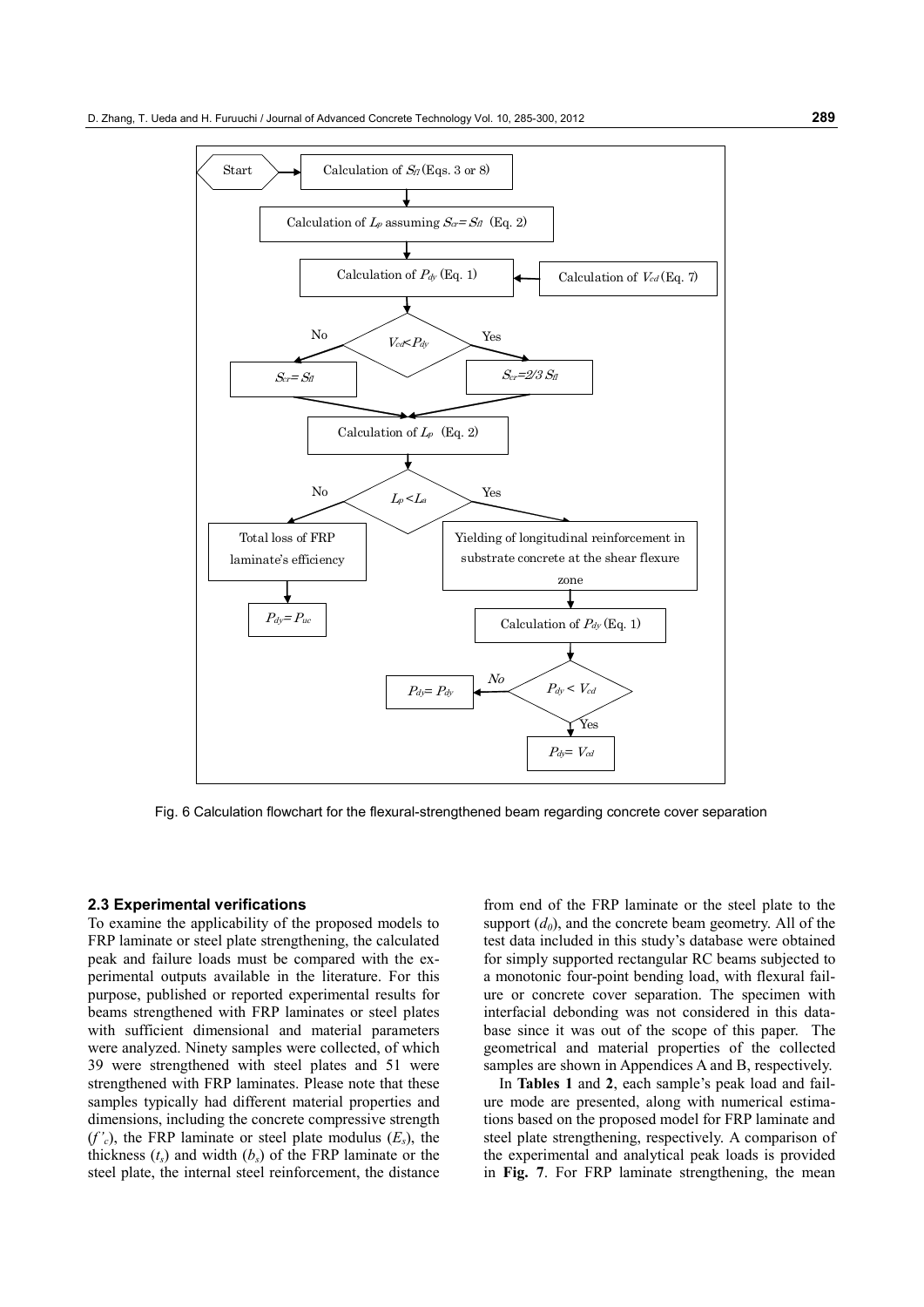Fig. 6 Calculation flowchart for the flexural-strengthened beam regarding concrete cover separation

## 2.3 Experimental verifications

To examine the applicability of the proposed models to FRP laminate or steel plate strengthening, the calculated peak and failure loads must be compared with the experimental outputs available in the literature. For this purpose, published or reported experimental results for beams strengthened with FRP laminates or steel plates with sufficient dimensional and material parameters were analyzed. Ninety samples were collected, of which 39 were strengthened with steel plates and 51 were strengthened with FRP laminates. Please note that these samples typically had different material properties and dimensions, including the concrete compressive strength ($f'_c$), the FRP laminate or steel plate modulus ($E_s$), the thickness ($t_s$) and width ($b_s$) of the FRP laminate or the steel plate, the internal steel reinforcement, the distance from end of the FRP laminate or the steel plate to the support ($d_0$), and the concrete beam geometry. All of the test data included in this study's database were obtained for simply supported rectangular RC beams subjected to a monotonic four-point bending load, with flexural failure or concrete cover separation. The specimen with interfacial debonding was not considered in this database since it was out of the scope of this paper. The geometrical and material properties of the collected samples are shown in Appendices A and B, respectively.

In **Tables 1** and **2**, each sample's peak load and failure mode are presented, along with numerical estimations based on the proposed model for FRP laminate and steel plate strengthening, respectively. A comparison of the experimental and analytical peak loads is provided in **Fig. 7**. For FRP laminate strengthening, the mean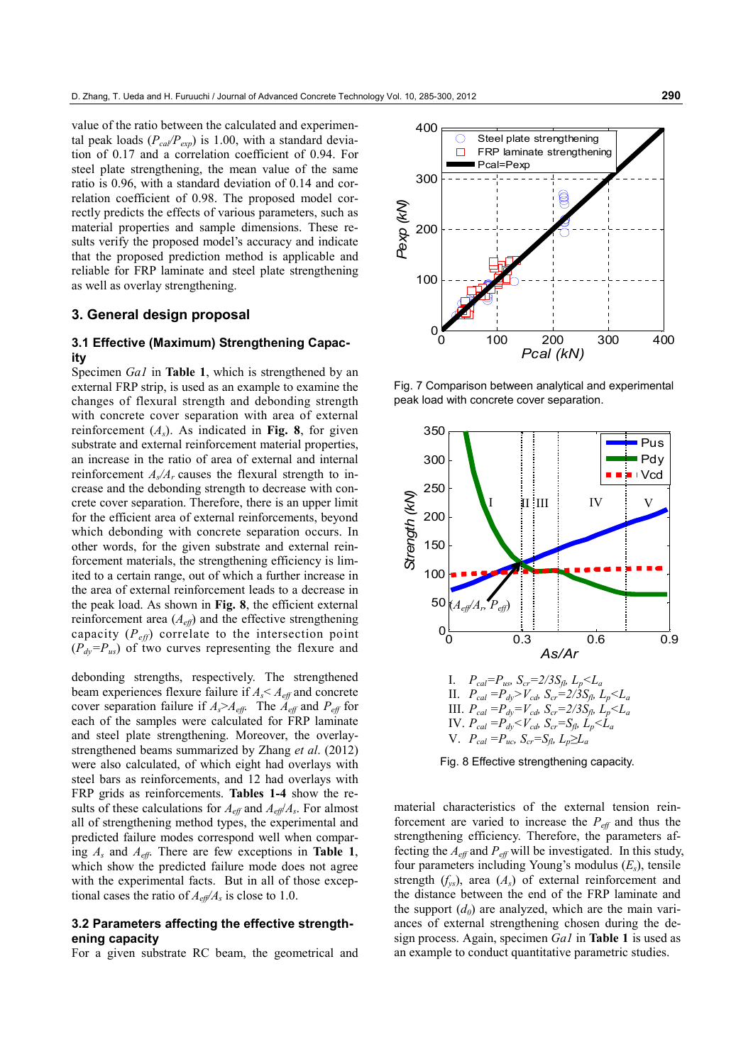value of the ratio between the calculated and experimental peak loads ($P_{cal}/P_{exp}$) is 1.00, with a standard deviation of 0.17 and a correlation coefficient of 0.94. For steel plate strengthening, the mean value of the same ratio is 0.96, with a standard deviation of 0.14 and correlation coefficient of 0.98. The proposed model correctly predicts the effects of various parameters, such as material properties and sample dimensions. These results verify the proposed model's accuracy and indicate that the proposed prediction method is applicable and reliable for FRP laminate and steel plate strengthening as well as overlay strengthening.

## 3. General design proposal

### 3.1 Effective (Maximum) Strengthening Capacity

Specimen *Ga1* in **Table 1**, which is strengthened by an external FRP strip, is used as an example to examine the changes of flexural strength and debonding strength with concrete cover separation with area of external reinforcement ($A_s$). As indicated in **Fig. 8**, for given substrate and external reinforcement material properties, an increase in the ratio of area of external and internal reinforcement $A_s/A_r$ causes the flexural strength to increase and the debonding strength to decrease with concrete cover separation. Therefore, there is an upper limit for the efficient area of external reinforcements, beyond which debonding with concrete separation occurs. In other words, for the given substrate and external reinforcement materials, the strengthening efficiency is limited to a certain range, out of which a further increase in the area of external reinforcement leads to a decrease in the peak load. As shown in **Fig. 8**, the efficient external reinforcement area ($A_{eff}$) and the effective strengthening capacity ($P_{eff}$) correlate to the intersection point ($P_{dy}=P_{us}$) of two curves representing the flexure and debonding strengths, respectively. The strengthened beam experiences flexure failure if $A_s< A_{eff}$ and concrete cover separation failure if $A_s>A_{eff}$. The $A_{eff}$ and $P_{eff}$ for each of the samples were calculated for FRP laminate and steel plate strengthening. Moreover, the overlay-strengthened beams summarized by Zhang *et al.* (2012) were also calculated, of which eight had overlays with steel bars as reinforcements, and 12 had overlays with FRP grids as reinforcements. **Tables 1-4** show the results of these calculations for $A_{eff}$ and $A_{eff}/A_s$. For almost all of strengthening method types, the experimental and predicted failure modes correspond well when comparing $A_s$ and $A_{eff}$. There are few exceptions in **Table 1**, which show the predicted failure mode does not agree with the experimental facts. But in all of those exceptional cases the ratio of $A_{eff}/A_s$ is close to 1.0.

Fig. 7 Comparison between analytical and experimental peak load with concrete cover separation.

I. $P_{cal}=P_{us}$, $S_{cr}=2/3S_{fl}$, $L_p<L_a$
II. $P_{cal}=P_{dy}>V_{cd}$, $S_{cr}=2/3S_{fl}$, $L_p<L_a$
III. $P_{cal}=P_{dy}=V_{cd}$, $S_{cr}=2/3S_{fl}$, $L_p<L_a$
IV. $P_{cal}=P_{dy}<V_{cd}$, $S_{cr}=S_{fl}$, $L_p<L_a$
V. $P_{cal}=P_{uc}$, $S_{cr}=S_{fl}$, $L_p\geq L_a$

Fig. 8 Effective strengthening capacity.

### 3.2 Parameters affecting the effective strengthening capacity

For a given substrate RC beam, the geometrical and material characteristics of the external tension reinforcement are varied to increase the $P_{eff}$ and thus the strengthening efficiency. Therefore, the parameters affecting the $A_{eff}$ and $P_{eff}$ will be investigated. In this study, four parameters including Young's modulus ($E_s$), tensile strength ($f_{ys}$), area ($A_s$) of external reinforcement and the distance between the end of the FRP laminate and the support ($d_0$) are analyzed, which are the main variances of external strengthening chosen during the design process. Again, specimen *Ga1* in **Table 1** is used as an example to conduct quantitative parametric studies.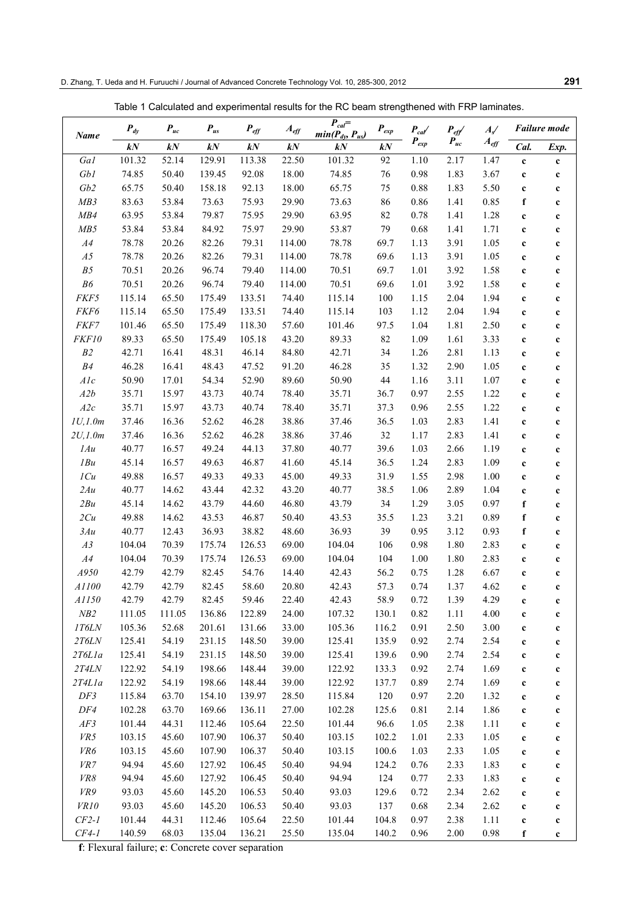Table 1 Calculated and experimental results for the RC beam strengthened with FRP laminates.

| Name | $P_{dy}$ | $P_{uc}$ | $P_{us}$ | $P_{eff}$ | $A_{eff}$ | $P_{cal}$= $min(P_{dy}, P_{us})$ | $P_{exp}$ | $P_{cal}/P_{exp}$ | $P_{eff}/P_{uc}$ | $A_s/A_{eff}$ | Failure mode | |
|---|---|---|---|---|---|---|---|---|---|---|---|---|
| | kN | kN | kN | kN | kN | kN | kN | | | | Cal. | Exp. |
| Ga1 | 101.32 | 52.14 | 129.91 | 113.38 | 22.50 | 101.32 | 92 | 1.10 | 2.17 | 1.47 | c | c |
| Gb1 | 74.85 | 50.40 | 139.45 | 92.08 | 18.00 | 74.85 | 76 | 0.98 | 1.83 | 3.67 | c | c |
| Gb2 | 65.75 | 50.40 | 158.18 | 92.13 | 18.00 | 65.75 | 75 | 0.88 | 1.83 | 5.50 | c | c |
| MB3 | 83.63 | 53.84 | 73.63 | 75.93 | 29.90 | 73.63 | 86 | 0.86 | 1.41 | 0.85 | f | c |
| MB4 | 63.95 | 53.84 | 79.87 | 75.95 | 29.90 | 63.95 | 82 | 0.78 | 1.41 | 1.28 | c | c |
| MB5 | 53.84 | 53.84 | 84.92 | 75.97 | 29.90 | 53.87 | 79 | 0.68 | 1.41 | 1.71 | c | c |
| A4 | 78.78 | 20.26 | 82.26 | 79.31 | 114.00 | 78.78 | 69.7 | 1.13 | 3.91 | 1.05 | c | c |
| A5 | 78.78 | 20.26 | 82.26 | 79.31 | 114.00 | 78.78 | 69.6 | 1.13 | 3.91 | 1.05 | c | c |
| B5 | 70.51 | 20.26 | 96.74 | 79.40 | 114.00 | 70.51 | 69.7 | 1.01 | 3.92 | 1.58 | c | c |
| B6 | 70.51 | 20.26 | 96.74 | 79.40 | 114.00 | 70.51 | 69.6 | 1.01 | 3.92 | 1.58 | c | c |
| FKF5 | 115.14 | 65.50 | 175.49 | 133.51 | 74.40 | 115.14 | 100 | 1.15 | 2.04 | 1.94 | c | c |
| FKF6 | 115.14 | 65.50 | 175.49 | 133.51 | 74.40 | 115.14 | 103 | 1.12 | 2.04 | 1.94 | c | c |
| FKF7 | 101.46 | 65.50 | 175.49 | 118.30 | 57.60 | 101.46 | 97.5 | 1.04 | 1.81 | 2.50 | c | c |
| FKF10 | 89.33 | 65.50 | 175.49 | 105.18 | 43.20 | 89.33 | 82 | 1.09 | 1.61 | 3.33 | c | c |
| B2 | 42.71 | 16.41 | 48.31 | 46.14 | 84.80 | 42.71 | 34 | 1.26 | 2.81 | 1.13 | c | c |
| B4 | 46.28 | 16.41 | 48.43 | 47.52 | 91.20 | 46.28 | 35 | 1.32 | 2.90 | 1.05 | c | c |
| A1c | 50.90 | 17.01 | 54.34 | 52.90 | 89.60 | 50.90 | 44 | 1.16 | 3.11 | 1.07 | c | c |
| A2b | 35.71 | 15.97 | 43.73 | 40.74 | 78.40 | 35.71 | 36.7 | 0.97 | 2.55 | 1.22 | c | c |
| A2c | 35.71 | 15.97 | 43.73 | 40.74 | 78.40 | 35.71 | 37.3 | 0.96 | 2.55 | 1.22 | c | c |
| 1U,1.0m | 37.46 | 16.36 | 52.62 | 46.28 | 38.86 | 37.46 | 36.5 | 1.03 | 2.83 | 1.41 | c | c |
| 2U,1.0m | 37.46 | 16.36 | 52.62 | 46.28 | 38.86 | 37.46 | 32 | 1.17 | 2.83 | 1.41 | c | c |
| 1Au | 40.77 | 16.57 | 49.24 | 44.13 | 37.80 | 40.77 | 39.6 | 1.03 | 2.66 | 1.19 | c | c |
| 1Bu | 45.14 | 16.57 | 49.63 | 46.87 | 41.60 | 45.14 | 36.5 | 1.24 | 2.83 | 1.09 | c | c |
| 1Cu | 49.88 | 16.57 | 49.33 | 49.33 | 45.00 | 49.33 | 31.9 | 1.55 | 2.98 | 1.00 | c | c |
| 2Au | 40.77 | 14.62 | 43.44 | 42.32 | 43.20 | 40.77 | 38.5 | 1.06 | 2.89 | 1.04 | c | c |
| 2Bu | 45.14 | 14.62 | 43.79 | 44.60 | 46.80 | 43.79 | 34 | 1.29 | 3.05 | 0.97 | f | c |
| 2Cu | 49.88 | 14.62 | 43.53 | 46.87 | 50.40 | 43.53 | 35.5 | 1.23 | 3.21 | 0.89 | f | c |
| 3Au | 40.77 | 12.43 | 36.93 | 38.82 | 48.60 | 36.93 | 39 | 0.95 | 3.12 | 0.93 | f | c |
| A3 | 104.04 | 70.39 | 175.74 | 126.53 | 69.00 | 104.04 | 106 | 0.98 | 1.80 | 2.83 | c | c |
| A4 | 104.04 | 70.39 | 175.74 | 126.53 | 69.00 | 104.04 | 104 | 1.00 | 1.80 | 2.83 | c | c |
| A950 | 42.79 | 42.79 | 82.45 | 54.76 | 14.40 | 42.43 | 56.2 | 0.75 | 1.28 | 6.67 | c | c |
| A1100 | 42.79 | 42.79 | 82.45 | 58.60 | 20.80 | 42.43 | 57.3 | 0.74 | 1.37 | 4.62 | c | c |
| A1150 | 42.79 | 42.79 | 82.45 | 59.46 | 22.40 | 42.43 | 58.9 | 0.72 | 1.39 | 4.29 | c | c |
| NB2 | 111.05 | 111.05 | 136.86 | 122.89 | 24.00 | 107.32 | 130.1 | 0.82 | 1.11 | 4.00 | c | c |
| 1T6LN | 105.36 | 52.68 | 201.61 | 131.66 | 33.00 | 105.36 | 116.2 | 0.91 | 2.50 | 3.00 | c | c |
| 2T6LN | 125.41 | 54.19 | 231.15 | 148.50 | 39.00 | 125.41 | 135.9 | 0.92 | 2.74 | 2.54 | c | c |
| 2T6L1a | 125.41 | 54.19 | 231.15 | 148.50 | 39.00 | 125.41 | 139.6 | 0.90 | 2.74 | 2.54 | c | c |
| 2T4LN | 122.92 | 54.19 | 198.66 | 148.44 | 39.00 | 122.92 | 133.3 | 0.92 | 2.74 | 1.69 | c | c |
| 2T4L1a | 122.92 | 54.19 | 198.66 | 148.44 | 39.00 | 122.92 | 137.7 | 0.89 | 2.74 | 1.69 | c | c |
| DF3 | 115.84 | 63.70 | 154.10 | 139.97 | 28.50 | 115.84 | 120 | 0.97 | 2.20 | 1.32 | c | c |
| DF4 | 102.28 | 63.70 | 169.66 | 136.11 | 27.00 | 102.28 | 125.6 | 0.81 | 2.14 | 1.86 | c | c |
| AF3 | 101.44 | 44.31 | 112.46 | 105.64 | 22.50 | 101.44 | 96.6 | 1.05 | 2.38 | 1.11 | c | c |
| VR5 | 103.15 | 45.60 | 107.90 | 106.37 | 50.40 | 103.15 | 102.2 | 1.01 | 2.33 | 1.05 | c | c |
| VR6 | 103.15 | 45.60 | 107.90 | 106.37 | 50.40 | 103.15 | 100.6 | 1.03 | 2.33 | 1.05 | c | c |
| VR7 | 94.94 | 45.60 | 127.92 | 106.45 | 50.40 | 94.94 | 124.2 | 0.76 | 2.33 | 1.83 | c | c |
| VR8 | 94.94 | 45.60 | 127.92 | 106.45 | 50.40 | 94.94 | 124 | 0.77 | 2.33 | 1.83 | c | c |
| VR9 | 93.03 | 45.60 | 145.20 | 106.53 | 50.40 | 93.03 | 129.6 | 0.72 | 2.34 | 2.62 | c | c |
| VR10 | 93.03 | 45.60 | 145.20 | 106.53 | 50.40 | 93.03 | 137 | 0.68 | 2.34 | 2.62 | c | c |
| CF2-1 | 101.44 | 44.31 | 112.46 | 105.64 | 22.50 | 101.44 | 104.8 | 0.97 | 2.38 | 1.11 | c | c |
| CF4-1 | 140.59 | 68.03 | 135.04 | 136.21 | 25.50 | 135.04 | 140.2 | 0.96 | 2.00 | 0.98 | f | c |

**f**: Flexural failure; **c**: Concrete cover separation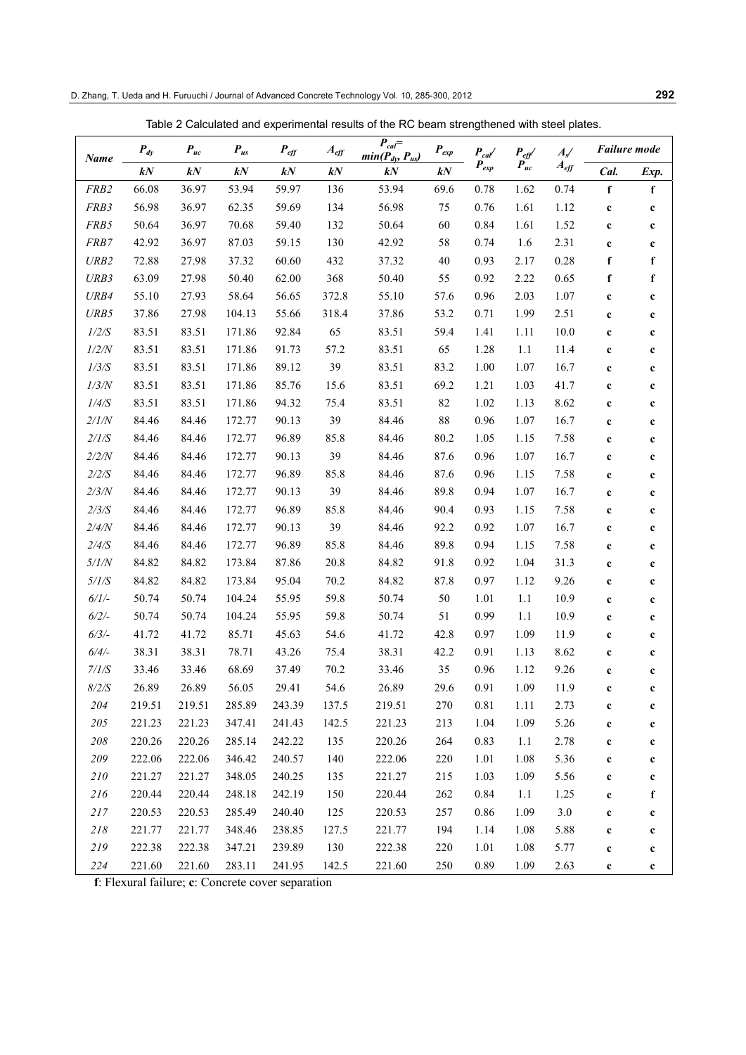Table 2 Calculated and experimental results of the RC beam strengthened with steel plates.

| *Name* | $P_{dy}$ | $P_{uc}$ | $P_{us}$ | $P_{eff}$ | $A_{eff}$ | $P_{cal}=min(P_{dy}, P_{us})$ | $P_{exp}$ | $P_{cal}/P_{exp}$ | $P_{eff}/P_{uc}$ | $A_s/A_{eff}$ | *Failure mode* | |
|---|---|---|---|---|---|---|---|---|---|---|---|---|
| | *kN* | *kN* | *kN* | *kN* | *kN* | *kN* | *kN* | | | | *Cal.* | *Exp.* |
| *FRB2* | 66.08 | 36.97 | 53.94 | 59.97 | 136 | 53.94 | 69.6 | 0.78 | 1.62 | 0.74 | **f** | **f** |
| *FRB3* | 56.98 | 36.97 | 62.35 | 59.69 | 134 | 56.98 | 75 | 0.76 | 1.61 | 1.12 | **c** | **c** |
| *FRB5* | 50.64 | 36.97 | 70.68 | 59.40 | 132 | 50.64 | 60 | 0.84 | 1.61 | 1.52 | **c** | **c** |
| *FRB7* | 42.92 | 36.97 | 87.03 | 59.15 | 130 | 42.92 | 58 | 0.74 | 1.6 | 2.31 | **c** | **c** |
| *URB2* | 72.88 | 27.98 | 37.32 | 60.60 | 432 | 37.32 | 40 | 0.93 | 2.17 | 0.28 | **f** | **f** |
| *URB3* | 63.09 | 27.98 | 50.40 | 62.00 | 368 | 50.40 | 55 | 0.92 | 2.22 | 0.65 | **f** | **f** |
| *URB4* | 55.10 | 27.93 | 58.64 | 56.65 | 372.8 | 55.10 | 57.6 | 0.96 | 2.03 | 1.07 | **c** | **c** |
| *URB5* | 37.86 | 27.98 | 104.13 | 55.66 | 318.4 | 37.86 | 53.2 | 0.71 | 1.99 | 2.51 | **c** | **c** |
| *1/2/S* | 83.51 | 83.51 | 171.86 | 92.84 | 65 | 83.51 | 59.4 | 1.41 | 1.11 | 10.0 | **c** | **c** |
| *1/2/N* | 83.51 | 83.51 | 171.86 | 91.73 | 57.2 | 83.51 | 65 | 1.28 | 1.1 | 11.4 | **c** | **c** |
| *1/3/S* | 83.51 | 83.51 | 171.86 | 89.12 | 39 | 83.51 | 83.2 | 1.00 | 1.07 | 16.7 | **c** | **c** |
| *1/3/N* | 83.51 | 83.51 | 171.86 | 85.76 | 15.6 | 83.51 | 69.2 | 1.21 | 1.03 | 41.7 | **c** | **c** |
| *1/4/S* | 83.51 | 83.51 | 171.86 | 94.32 | 75.4 | 83.51 | 82 | 1.02 | 1.13 | 8.62 | **c** | **c** |
| *2/1/N* | 84.46 | 84.46 | 172.77 | 90.13 | 39 | 84.46 | 88 | 0.96 | 1.07 | 16.7 | **c** | **c** |
| *2/1/S* | 84.46 | 84.46 | 172.77 | 96.89 | 85.8 | 84.46 | 80.2 | 1.05 | 1.15 | 7.58 | **c** | **c** |
| *2/2/N* | 84.46 | 84.46 | 172.77 | 90.13 | 39 | 84.46 | 87.6 | 0.96 | 1.07 | 16.7 | **c** | **c** |
| *2/2/S* | 84.46 | 84.46 | 172.77 | 96.89 | 85.8 | 84.46 | 87.6 | 0.96 | 1.15 | 7.58 | **c** | **c** |
| *2/3/N* | 84.46 | 84.46 | 172.77 | 90.13 | 39 | 84.46 | 89.8 | 0.94 | 1.07 | 16.7 | **c** | **c** |
| *2/3/S* | 84.46 | 84.46 | 172.77 | 96.89 | 85.8 | 84.46 | 90.4 | 0.93 | 1.15 | 7.58 | **c** | **c** |
| *2/4/N* | 84.46 | 84.46 | 172.77 | 90.13 | 39 | 84.46 | 92.2 | 0.92 | 1.07 | 16.7 | **c** | **c** |
| *2/4/S* | 84.46 | 84.46 | 172.77 | 96.89 | 85.8 | 84.46 | 89.8 | 0.94 | 1.15 | 7.58 | **c** | **c** |
| *5/1/N* | 84.82 | 84.82 | 173.84 | 87.86 | 20.8 | 84.82 | 91.8 | 0.92 | 1.04 | 31.3 | **c** | **c** |
| *5/1/S* | 84.82 | 84.82 | 173.84 | 95.04 | 70.2 | 84.82 | 87.8 | 0.97 | 1.12 | 9.26 | **c** | **c** |
| *6/1/-* | 50.74 | 50.74 | 104.24 | 55.95 | 59.8 | 50.74 | 50 | 1.01 | 1.1 | 10.9 | **c** | **c** |
| *6/2/-* | 50.74 | 50.74 | 104.24 | 55.95 | 59.8 | 50.74 | 51 | 0.99 | 1.1 | 10.9 | **c** | **c** |
| *6/3/-* | 41.72 | 41.72 | 85.71 | 45.63 | 54.6 | 41.72 | 42.8 | 0.97 | 1.09 | 11.9 | **c** | **c** |
| *6/4/-* | 38.31 | 38.31 | 78.71 | 43.26 | 75.4 | 38.31 | 42.2 | 0.91 | 1.13 | 8.62 | **c** | **c** |
| *7/1/S* | 33.46 | 33.46 | 68.69 | 37.49 | 70.2 | 33.46 | 35 | 0.96 | 1.12 | 9.26 | **c** | **c** |
| *8/2/S* | 26.89 | 26.89 | 56.05 | 29.41 | 54.6 | 26.89 | 29.6 | 0.91 | 1.09 | 11.9 | **c** | **c** |
| *204* | 219.51 | 219.51 | 285.89 | 243.39 | 137.5 | 219.51 | 270 | 0.81 | 1.11 | 2.73 | **c** | **c** |
| *205* | 221.23 | 221.23 | 347.41 | 241.43 | 142.5 | 221.23 | 213 | 1.04 | 1.09 | 5.26 | **c** | **c** |
| *208* | 220.26 | 220.26 | 285.14 | 242.22 | 135 | 220.26 | 264 | 0.83 | 1.1 | 2.78 | **c** | **c** |
| *209* | 222.06 | 222.06 | 346.42 | 240.57 | 140 | 222.06 | 220 | 1.01 | 1.08 | 5.36 | **c** | **c** |
| *210* | 221.27 | 221.27 | 348.05 | 240.25 | 135 | 221.27 | 215 | 1.03 | 1.09 | 5.56 | **c** | **c** |
| *216* | 220.44 | 220.44 | 248.18 | 242.19 | 150 | 220.44 | 262 | 0.84 | 1.1 | 1.25 | **c** | **f** |
| *217* | 220.53 | 220.53 | 285.49 | 240.40 | 125 | 220.53 | 257 | 0.86 | 1.09 | 3.0 | **c** | **c** |
| *218* | 221.77 | 221.77 | 348.46 | 238.85 | 127.5 | 221.77 | 194 | 1.14 | 1.08 | 5.88 | **c** | **c** |
| *219* | 222.38 | 222.38 | 347.21 | 239.89 | 130 | 222.38 | 220 | 1.01 | 1.08 | 5.77 | **c** | **c** |
| *224* | 221.60 | 221.60 | 283.11 | 241.95 | 142.5 | 221.60 | 250 | 0.89 | 1.09 | 2.63 | **c** | **c** |

**f**: Flexural failure; **c**: Concrete cover separation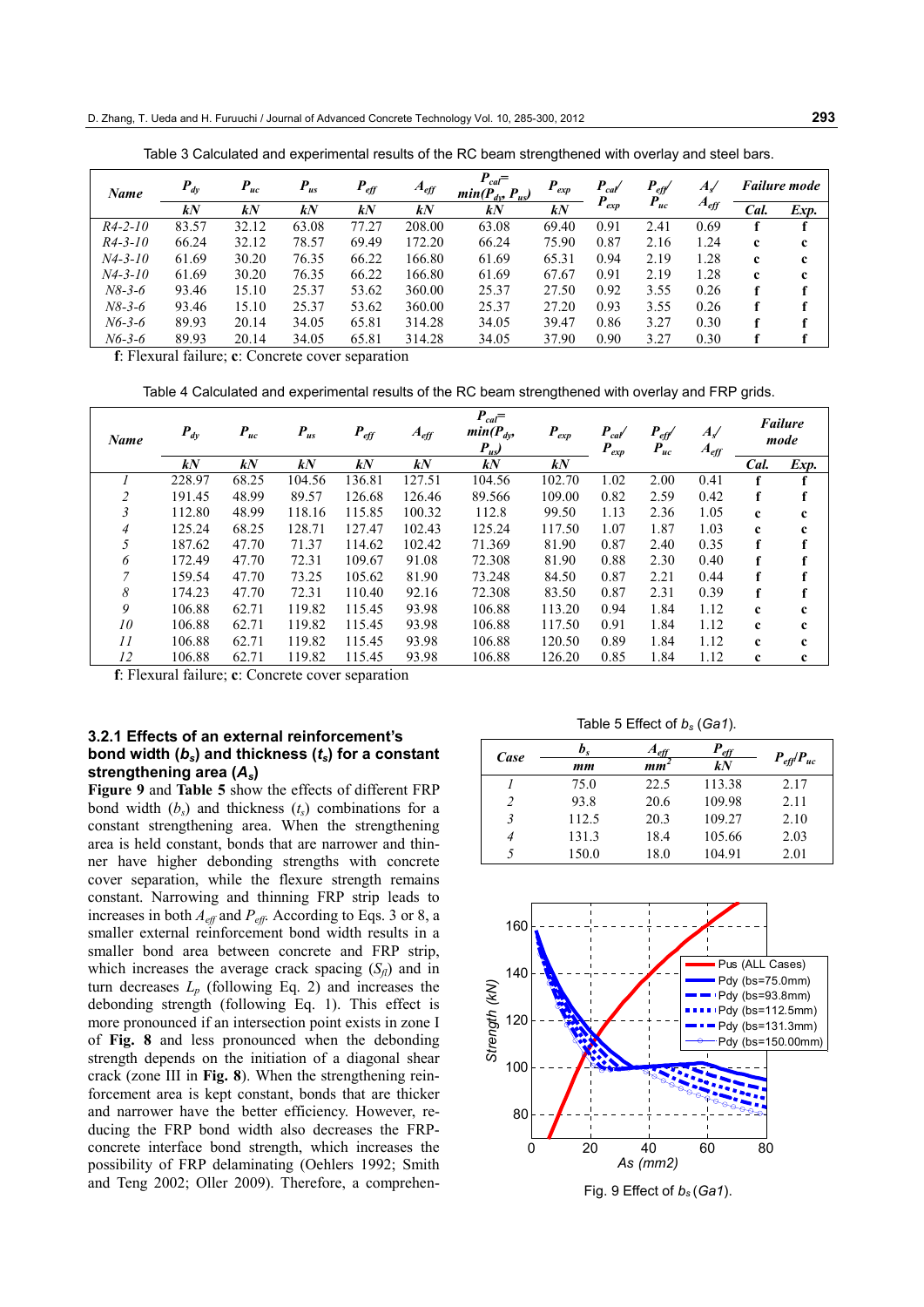Table 3 Calculated and experimental results of the RC beam strengthened with overlay and steel bars.

| Name | $P_{dy}$ | $P_{uc}$ | $P_{us}$ | $P_{eff}$ | $A_{eff}$ | $P_{cal}$= $min(P_{dy}, P_{us})$ | $P_{exp}$ | $P_{cal}/P_{exp}$ | $P_{eff}/P_{uc}$ | $A_s/A_{eff}$ | Failure mode | |
|---|---|---|---|---|---|---|---|---|---|---|---|---|
| | kN | kN | kN | kN | kN | kN | kN | | | | Cal. | Exp. |
| R4-2-10 | 83.57 | 32.12 | 63.08 | 77.27 | 208.00 | 63.08 | 69.40 | 0.91 | 2.41 | 0.69 | f | f |
| R4-3-10 | 66.24 | 32.12 | 78.57 | 69.49 | 172.20 | 66.24 | 75.90 | 0.87 | 2.16 | 1.24 | c | c |
| N4-3-10 | 61.69 | 30.20 | 76.35 | 66.22 | 166.80 | 61.69 | 65.31 | 0.94 | 2.19 | 1.28 | c | c |
| N4-3-10 | 61.69 | 30.20 | 76.35 | 66.22 | 166.80 | 61.69 | 67.67 | 0.91 | 2.19 | 1.28 | c | c |
| N8-3-6 | 93.46 | 15.10 | 25.37 | 53.62 | 360.00 | 25.37 | 27.50 | 0.92 | 3.55 | 0.26 | f | f |
| N8-3-6 | 93.46 | 15.10 | 25.37 | 53.62 | 360.00 | 25.37 | 27.20 | 0.93 | 3.55 | 0.26 | f | f |
| N6-3-6 | 89.93 | 20.14 | 34.05 | 65.81 | 314.28 | 34.05 | 39.47 | 0.86 | 3.27 | 0.30 | f | f |
| N6-3-6 | 89.93 | 20.14 | 34.05 | 65.81 | 314.28 | 34.05 | 37.90 | 0.90 | 3.27 | 0.30 | f | f |

**f**: Flexural failure; **c**: Concrete cover separation

Table 4 Calculated and experimental results of the RC beam strengthened with overlay and FRP grids.

| Name | $P_{dy}$ | $P_{uc}$ | $P_{us}$ | $P_{eff}$ | $A_{eff}$ | $P_{cal}$= $min(P_{dy}, P_{us})$ | $P_{exp}$ | $P_{cal}/P_{exp}$ | $P_{eff}/P_{uc}$ | $A_s/A_{eff}$ | Failure mode | |
|---|---|---|---|---|---|---|---|---|---|---|---|---|
| | kN | kN | kN | kN | kN | kN | kN | | | | Cal. | Exp. |
| 1 | 228.97 | 68.25 | 104.56 | 136.81 | 127.51 | 104.56 | 102.70 | 1.02 | 2.00 | 0.41 | f | f |
| 2 | 191.45 | 48.99 | 89.57 | 126.68 | 126.46 | 89.566 | 109.00 | 0.82 | 2.59 | 0.42 | f | f |
| 3 | 112.80 | 48.99 | 118.16 | 115.85 | 100.32 | 112.8 | 99.50 | 1.13 | 2.36 | 1.05 | c | c |
| 4 | 125.24 | 68.25 | 128.71 | 127.47 | 102.43 | 125.24 | 117.50 | 1.07 | 1.87 | 1.03 | c | c |
| 5 | 187.62 | 47.70 | 71.37 | 114.62 | 102.42 | 71.369 | 81.90 | 0.87 | 2.40 | 0.35 | f | f |
| 6 | 172.49 | 47.70 | 72.31 | 109.67 | 91.08 | 72.308 | 81.90 | 0.88 | 2.30 | 0.40 | f | f |
| 7 | 159.54 | 47.70 | 73.25 | 105.62 | 81.90 | 73.248 | 84.50 | 0.87 | 2.21 | 0.44 | f | f |
| 8 | 174.23 | 47.70 | 72.31 | 110.40 | 92.16 | 72.308 | 83.50 | 0.87 | 2.31 | 0.39 | f | f |
| 9 | 106.88 | 62.71 | 119.82 | 115.45 | 93.98 | 106.88 | 113.20 | 0.94 | 1.84 | 1.12 | c | c |
| 10 | 106.88 | 62.71 | 119.82 | 115.45 | 93.98 | 106.88 | 117.50 | 0.91 | 1.84 | 1.12 | c | c |
| 11 | 106.88 | 62.71 | 119.82 | 115.45 | 93.98 | 106.88 | 120.50 | 0.89 | 1.84 | 1.12 | c | c |
| 12 | 106.88 | 62.71 | 119.82 | 115.45 | 93.98 | 106.88 | 126.20 | 0.85 | 1.84 | 1.12 | c | c |

**f**: Flexural failure; **c**: Concrete cover separation

### 3.2.1 Effects of an external reinforcement's bond width ($b_s$) and thickness ($t_s$) for a constant strengthening area ($A_s$)

**Figure 9** and **Table 5** show the effects of different FRP bond width ($b_s$) and thickness ($t_s$) combinations for a constant strengthening area. When the strengthening area is held constant, bonds that are narrower and thinner have higher debonding strengths with concrete cover separation, while the flexure strength remains constant. Narrowing and thinning FRP strip leads to increases in both $A_{eff}$ and $P_{eff}$. According to Eqs. 3 or 8, a smaller external reinforcement bond width results in a smaller bond area between concrete and FRP strip, which increases the average crack spacing ($S_{fl}$) and in turn decreases $L_p$ (following Eq. 2) and increases the debonding strength (following Eq. 1). This effect is more pronounced if an intersection point exists in zone I of **Fig. 8** and less pronounced when the debonding strength depends on the initiation of a diagonal shear crack (zone III in **Fig. 8**). When the strengthening reinforcement area is kept constant, bonds that are thicker and narrower have the better efficiency. However, reducing the FRP bond width also decreases the FRP-concrete interface bond strength, which increases the possibility of FRP delaminating (Oehlers 1992; Smith and Teng 2002; Oller 2009). Therefore, a comprehen-

Table 5 Effect of $b_s$ (*Ga1*).

| Case | $b_s$ | $A_{eff}$ | $P_{eff}$ | $P_{eff}/P_{uc}$ |
|---|---|---|---|---|
| | mm | $mm^2$ | kN | |
| 1 | 75.0 | 22.5 | 113.38 | 2.17 |
| 2 | 93.8 | 20.6 | 109.98 | 2.11 |
| 3 | 112.5 | 20.3 | 109.27 | 2.10 |
| 4 | 131.3 | 18.4 | 105.66 | 2.03 |
| 5 | 150.0 | 18.0 | 104.91 | 2.01 |

Fig. 9 Effect of $b_s$ (*Ga1*).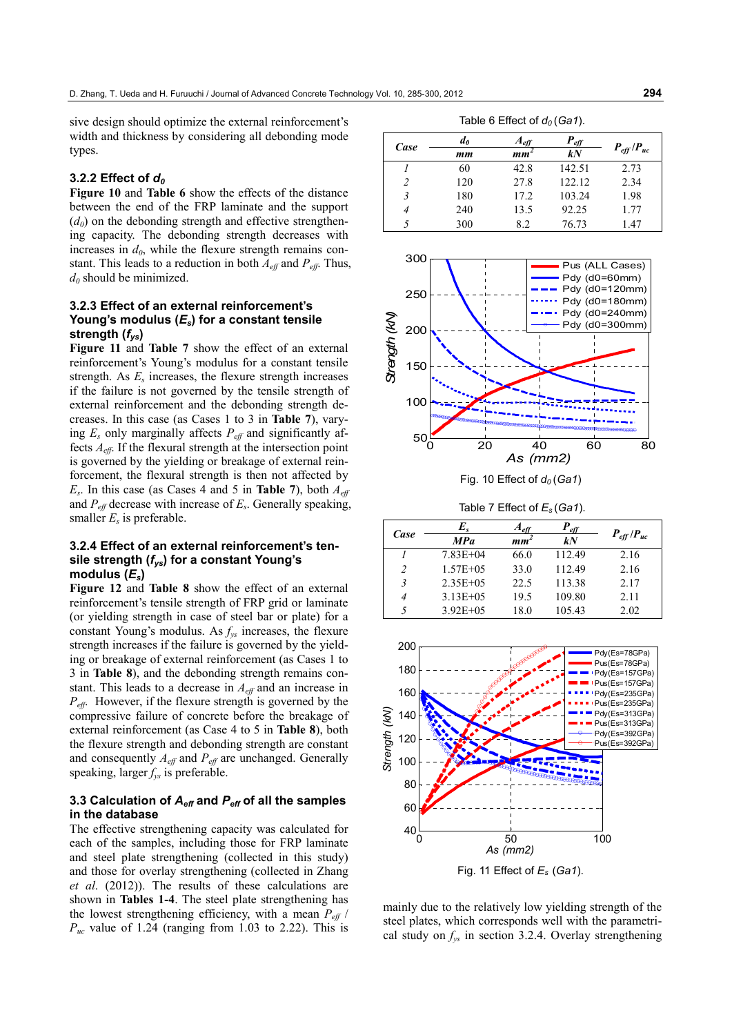sive design should optimize the external reinforcement's width and thickness by considering all debonding mode types.

### 3.2.2 Effect of $d_0$

**Figure 10** and **Table 6** show the effects of the distance between the end of the FRP laminate and the support ($d_0$) on the debonding strength and effective strengthening capacity. The debonding strength decreases with increases in $d_0$, while the flexure strength remains constant. This leads to a reduction in both $A_{eff}$ and $P_{eff}$. Thus, $d_0$ should be minimized.

### 3.2.3 Effect of an external reinforcement's Young's modulus ($E_s$) for a constant tensile strength ($f_{ys}$)

**Figure 11** and **Table 7** show the effect of an external reinforcement's Young's modulus for a constant tensile strength. As $E_s$ increases, the flexure strength increases if the failure is not governed by the tensile strength of external reinforcement and the debonding strength decreases. In this case (as Cases 1 to 3 in **Table 7**), varying $E_s$ only marginally affects $P_{eff}$ and significantly affects $A_{eff}$. If the flexural strength at the intersection point is governed by the yielding or breakage of external reinforcement, the flexural strength is then not affected by $E_s$. In this case (as Cases 4 and 5 in **Table 7**), both $A_{eff}$ and $P_{eff}$ decrease with increase of $E_s$. Generally speaking, smaller $E_s$ is preferable.

### 3.2.4 Effect of an external reinforcement's tensile strength ($f_{ys}$) for a constant Young's modulus ($E_s$)

**Figure 12** and **Table 8** show the effect of an external reinforcement's tensile strength of FRP grid or laminate (or yielding strength in case of steel bar or plate) for a constant Young's modulus. As $f_{ys}$ increases, the flexure strength increases if the failure is governed by the yielding or breakage of external reinforcement (as Cases 1 to 3 in **Table 8**), and the debonding strength remains constant. This leads to a decrease in $A_{eff}$ and an increase in $P_{eff}$. However, if the flexure strength is governed by the compressive failure of concrete before the breakage of external reinforcement (as Case 4 to 5 in **Table 8**), both the flexure strength and debonding strength are constant and consequently $A_{eff}$ and $P_{eff}$ are unchanged. Generally speaking, larger $f_{ys}$ is preferable.

## 3.3 Calculation of $A_{eff}$ and $P_{eff}$ of all the samples in the database

The effective strengthening capacity was calculated for each of the samples, including those for FRP laminate and steel plate strengthening (collected in this study) and those for overlay strengthening (collected in Zhang *et al.* (2012)). The results of these calculations are shown in **Tables 1-4**. The steel plate strengthening has the lowest strengthening efficiency, with a mean $P_{eff}$ / $P_{uc}$ value of 1.24 (ranging from 1.03 to 2.22). This is mainly due to the relatively low yielding strength of the steel plates, which corresponds well with the parametrical study on $f_{ys}$ in section 3.2.4. Overlay strengthening

Table 6 Effect of $d_0$ (*Ga1*).

| Case | $d_0$ (mm) | $A_{eff}$ (mm$^2$) | $P_{eff}$ (kN) | $P_{eff}/P_{uc}$ |
|---|---|---|---|---|
| *1* | 60 | 42.8 | 142.51 | 2.73 |
| *2* | 120 | 27.8 | 122.12 | 2.34 |
| *3* | 180 | 17.2 | 103.24 | 1.98 |
| *4* | 240 | 13.5 | 92.25 | 1.77 |
| *5* | 300 | 8.2 | 76.73 | 1.47 |

Fig. 10 Effect of $d_0$ (*Ga1*)

Table 7 Effect of $E_s$ (*Ga1*).

| Case | $E_s$ (MPa) | $A_{eff}$ (mm$^2$) | $P_{eff}$ (kN) | $P_{eff}/P_{uc}$ |
|---|---|---|---|---|
| *1* | 7.83E+04 | 66.0 | 112.49 | 2.16 |
| *2* | 1.57E+05 | 33.0 | 112.49 | 2.16 |
| *3* | 2.35E+05 | 22.5 | 113.38 | 2.17 |
| *4* | 3.13E+05 | 19.5 | 109.80 | 2.11 |
| *5* | 3.92E+05 | 18.0 | 105.43 | 2.02 |

Fig. 11 Effect of $E_s$ (*Ga1*).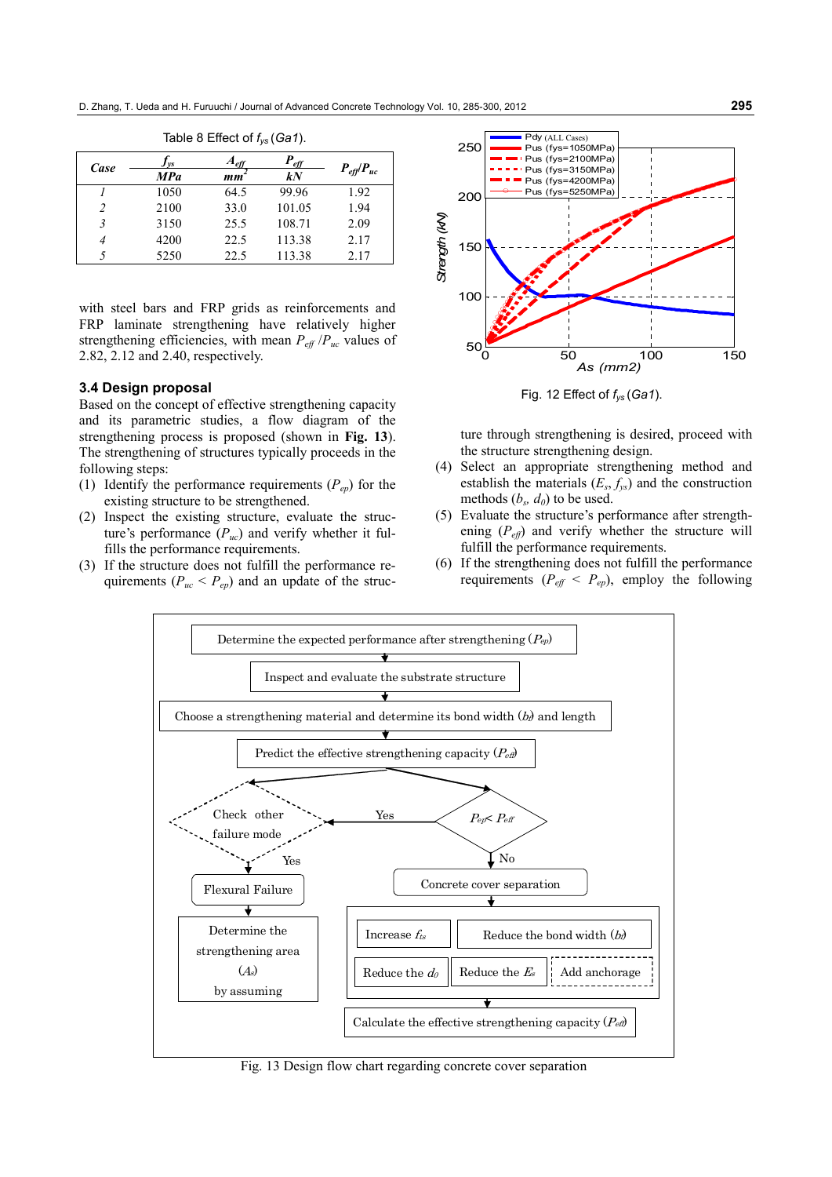Table 8 Effect of $f_{ys}$ (*Ga1*).

| *Case* | $f_{ys}$ MPa | $A_{eff}$ $mm^2$ | $P_{eff}$ kN | $P_{eff}/P_{uc}$ |
|---|---|---|---|---|
| *1* | 1050 | 64.5 | 99.96 | 1.92 |
| *2* | 2100 | 33.0 | 101.05 | 1.94 |
| *3* | 3150 | 25.5 | 108.71 | 2.09 |
| *4* | 4200 | 22.5 | 113.38 | 2.17 |
| *5* | 5250 | 22.5 | 113.38 | 2.17 |

with steel bars and FRP grids as reinforcements and FRP laminate strengthening have relatively higher strengthening efficiencies, with mean $P_{eff}/P_{uc}$ values of 2.82, 2.12 and 2.40, respectively.

### 3.4 Design proposal

Based on the concept of effective strengthening capacity and its parametric studies, a flow diagram of the strengthening process is proposed (shown in **Fig. 13**). The strengthening of structures typically proceeds in the following steps:

(1) Identify the performance requirements ($P_{ep}$) for the existing structure to be strengthened.
(2) Inspect the existing structure, evaluate the structure's performance ($P_{uc}$) and verify whether it fulfills the performance requirements.
(3) If the structure does not fulfill the performance requirements ($P_{uc} < P_{ep}$) and an update of the structure through strengthening is desired, proceed with the structure strengthening design.
(4) Select an appropriate strengthening method and establish the materials ($E_s$, $f_{ys}$) and the construction methods ($b_s$, $d_0$) to be used.
(5) Evaluate the structure's performance after strengthening ($P_{eff}$) and verify whether the structure will fulfill the performance requirements.
(6) If the strengthening does not fulfill the performance requirements ($P_{eff} < P_{ep}$), employ the following

Fig. 12 Effect of $f_{ys}$ (*Ga1*).

Fig. 13 Design flow chart regarding concrete cover separation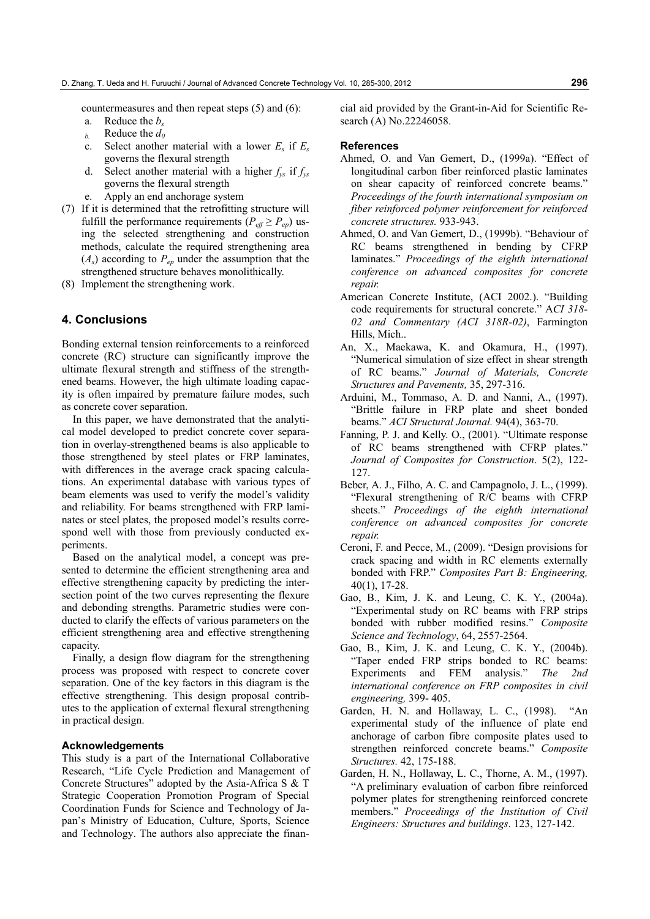countermeasures and then repeat steps (5) and (6):

a. Reduce the $b_s$
b. Reduce the $d_0$
c. Select another material with a lower $E_s$ if $E_s$ governs the flexural strength
d. Select another material with a higher $f_{ys}$ if $f_{ys}$ governs the flexural strength
e. Apply an end anchorage system

(7) If it is determined that the retrofitting structure will fulfill the performance requirements ($P_{eff} \geq P_{ep}$) using the selected strengthening and construction methods, calculate the required strengthening area ($A_s$) according to $P_{ep}$ under the assumption that the strengthened structure behaves monolithically.

(8) Implement the strengthening work.

## 4. Conclusions

Bonding external tension reinforcements to a reinforced concrete (RC) structure can significantly improve the ultimate flexural strength and stiffness of the strengthened beams. However, the high ultimate loading capacity is often impaired by premature failure modes, such as concrete cover separation.

In this paper, we have demonstrated that the analytical model developed to predict concrete cover separation in overlay-strengthened beams is also applicable to those strengthened by steel plates or FRP laminates, with differences in the average crack spacing calculations. An experimental database with various types of beam elements was used to verify the model's validity and reliability. For beams strengthened with FRP laminates or steel plates, the proposed model's results correspond well with those from previously conducted experiments.

Based on the analytical model, a concept was presented to determine the efficient strengthening area and effective strengthening capacity by predicting the intersection point of the two curves representing the flexure and debonding strengths. Parametric studies were conducted to clarify the effects of various parameters on the efficient strengthening area and effective strengthening capacity.

Finally, a design flow diagram for the strengthening process was proposed with respect to concrete cover separation. One of the key factors in this diagram is the effective strengthening. This design proposal contributes to the application of external flexural strengthening in practical design.

### Acknowledgements

This study is a part of the International Collaborative Research, "Life Cycle Prediction and Management of Concrete Structures" adopted by the Asia-Africa S & T Strategic Cooperation Promotion Program of Special Coordination Funds for Science and Technology of Japan's Ministry of Education, Culture, Sports, Science and Technology. The authors also appreciate the financial aid provided by the Grant-in-Aid for Scientific Research (A) No.22246058.

### References

Ahmed, O. and Van Gemert, D., (1999a). "Effect of longitudinal carbon fiber reinforced plastic laminates on shear capacity of reinforced concrete beams." *Proceedings of the fourth international symposium on fiber reinforced polymer reinforcement for reinforced concrete structures.* 933-943.

Ahmed, O. and Van Gemert, D., (1999b). "Behaviour of RC beams strengthened in bending by CFRP laminates." *Proceedings of the eighth international conference on advanced composites for concrete repair.*

American Concrete Institute, (ACI 2002.). "Building code requirements for structural concrete." A*CI 318-02 and Commentary (ACI 318R-02)*, Farmington Hills, Mich..

An, X., Maekawa, K. and Okamura, H., (1997). "Numerical simulation of size effect in shear strength of RC beams." *Journal of Materials, Concrete Structures and Pavements,* 35, 297-316.

Arduini, M., Tommaso, A. D. and Nanni, A., (1997). "Brittle failure in FRP plate and sheet bonded beams." *ACI Structural Journal.* 94(4), 363-70.

Fanning, P. J. and Kelly. O., (2001). "Ultimate response of RC beams strengthened with CFRP plates." *Journal of Composites for Construction*. 5(2), 122-127.

Beber, A. J., Filho, A. C. and Campagnolo, J. L., (1999). "Flexural strengthening of R/C beams with CFRP sheets." *Proceedings of the eighth international conference on advanced composites for concrete repair.*

Ceroni, F. and Pecce, M., (2009). "Design provisions for crack spacing and width in RC elements externally bonded with FRP." *Composites Part B: Engineering,* 40(1), 17-28.

Gao, B., Kim, J. K. and Leung, C. K. Y., (2004a). "Experimental study on RC beams with FRP strips bonded with rubber modified resins." *Composite Science and Technology*, 64, 2557-2564.

Gao, B., Kim, J. K. and Leung, C. K. Y., (2004b). "Taper ended FRP strips bonded to RC beams: Experiments and FEM analysis." *The 2nd international conference on FRP composites in civil engineering,* 399- 405.

Garden, H. N. and Hollaway, L. C., (1998). "An experimental study of the influence of plate end anchorage of carbon fibre composite plates used to strengthen reinforced concrete beams." *Composite Structures.* 42, 175-188.

Garden, H. N., Hollaway, L. C., Thorne, A. M., (1997). "A preliminary evaluation of carbon fibre reinforced polymer plates for strengthening reinforced concrete members." *Proceedings of the Institution of Civil Engineers: Structures and buildings*. 123, 127-142.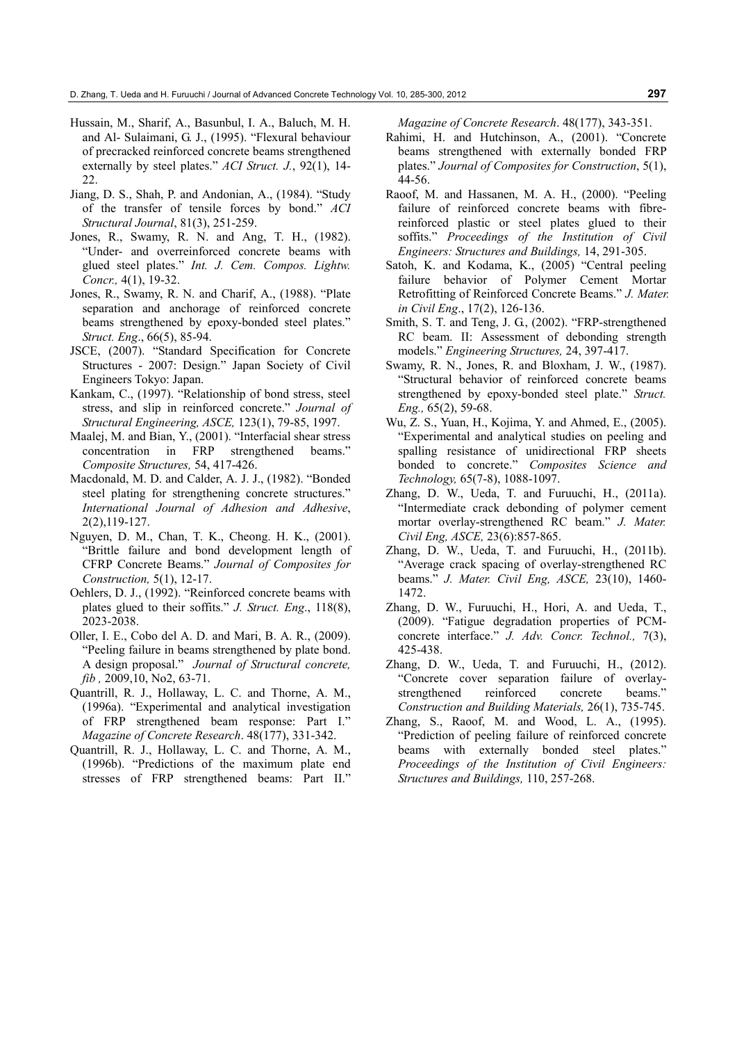Hussain, M., Sharif, A., Basunbul, I. A., Baluch, M. H. and Al- Sulaimani, G. J., (1995). "Flexural behaviour of precracked reinforced concrete beams strengthened externally by steel plates." *ACI Struct. J.*, 92(1), 14-22.

Jiang, D. S., Shah, P. and Andonian, A., (1984). "Study of the transfer of tensile forces by bond." *ACI Structural Journal*, 81(3), 251-259.

Jones, R., Swamy, R. N. and Ang, T. H., (1982). "Under- and overreinforced concrete beams with glued steel plates." *Int. J. Cem. Compos. Lightw. Concr.,* 4(1), 19-32.

Jones, R., Swamy, R. N. and Charif, A., (1988). "Plate separation and anchorage of reinforced concrete beams strengthened by epoxy-bonded steel plates." *Struct. Eng*., 66(5), 85-94.

JSCE, (2007). "Standard Specification for Concrete Structures - 2007: Design." Japan Society of Civil Engineers Tokyo: Japan.

Kankam, C., (1997). "Relationship of bond stress, steel stress, and slip in reinforced concrete." *Journal of Structural Engineering, ASCE,* 123(1), 79-85, 1997.

Maalej, M. and Bian, Y., (2001). "Interfacial shear stress concentration in FRP strengthened beams." *Composite Structures,* 54, 417-426.

Macdonald, M. D. and Calder, A. J. J., (1982). "Bonded steel plating for strengthening concrete structures." *International Journal of Adhesion and Adhesive*, 2(2),119-127.

Nguyen, D. M., Chan, T. K., Cheong. H. K., (2001). "Brittle failure and bond development length of CFRP Concrete Beams." *Journal of Composites for Construction,* 5(1), 12-17.

Oehlers, D. J., (1992). "Reinforced concrete beams with plates glued to their soffits." *J. Struct. Eng*., 118(8), 2023-2038.

Oller, I. E., Cobo del A. D. and Mari, B. A. R., (2009). "Peeling failure in beams strengthened by plate bond. A design proposal." *Journal of Structural concrete, fib ,* 2009,10, No2, 63-71.

Quantrill, R. J., Hollaway, L. C. and Thorne, A. M., (1996a). "Experimental and analytical investigation of FRP strengthened beam response: Part I." *Magazine of Concrete Research*. 48(177), 331-342.

Quantrill, R. J., Hollaway, L. C. and Thorne, A. M., (1996b). "Predictions of the maximum plate end stresses of FRP strengthened beams: Part II." *Magazine of Concrete Research*. 48(177), 343-351.

Rahimi, H. and Hutchinson, A., (2001). "Concrete beams strengthened with externally bonded FRP plates." *Journal of Composites for Construction*, 5(1), 44-56.

Raoof, M. and Hassanen, M. A. H., (2000). "Peeling failure of reinforced concrete beams with fibre-reinforced plastic or steel plates glued to their soffits." *Proceedings of the Institution of Civil Engineers: Structures and Buildings,* 14, 291-305.

Satoh, K. and Kodama, K., (2005) "Central peeling failure behavior of Polymer Cement Mortar Retrofitting of Reinforced Concrete Beams." *J. Mater. in Civil Eng*., 17(2), 126-136.

Smith, S. T. and Teng, J. G., (2002). "FRP-strengthened RC beam. II: Assessment of debonding strength models." *Engineering Structures,* 24, 397-417.

Swamy, R. N., Jones, R. and Bloxham, J. W., (1987). "Structural behavior of reinforced concrete beams strengthened by epoxy-bonded steel plate." *Struct. Eng.,* 65(2), 59-68.

Wu, Z. S., Yuan, H., Kojima, Y. and Ahmed, E., (2005). "Experimental and analytical studies on peeling and spalling resistance of unidirectional FRP sheets bonded to concrete." *Composites Science and Technology,* 65(7-8), 1088-1097.

Zhang, D. W., Ueda, T. and Furuuchi, H., (2011a). "Intermediate crack debonding of polymer cement mortar overlay-strengthened RC beam." *J. Mater. Civil Eng, ASCE,* 23(6):857-865.

Zhang, D. W., Ueda, T. and Furuuchi, H., (2011b). "Average crack spacing of overlay-strengthened RC beams." *J. Mater. Civil Eng, ASCE,* 23(10), 1460-1472.

Zhang, D. W., Furuuchi, H., Hori, A. and Ueda, T., (2009). "Fatigue degradation properties of PCM-concrete interface." *J. Adv. Concr. Technol.,* 7(3), 425-438.

Zhang, D. W., Ueda, T. and Furuuchi, H., (2012). "Concrete cover separation failure of overlay-strengthened reinforced concrete beams." *Construction and Building Materials,* 26(1), 735-745.

Zhang, S., Raoof, M. and Wood, L. A., (1995). "Prediction of peeling failure of reinforced concrete beams with externally bonded steel plates." *Proceedings of the Institution of Civil Engineers: Structures and Buildings,* 110, 257-268.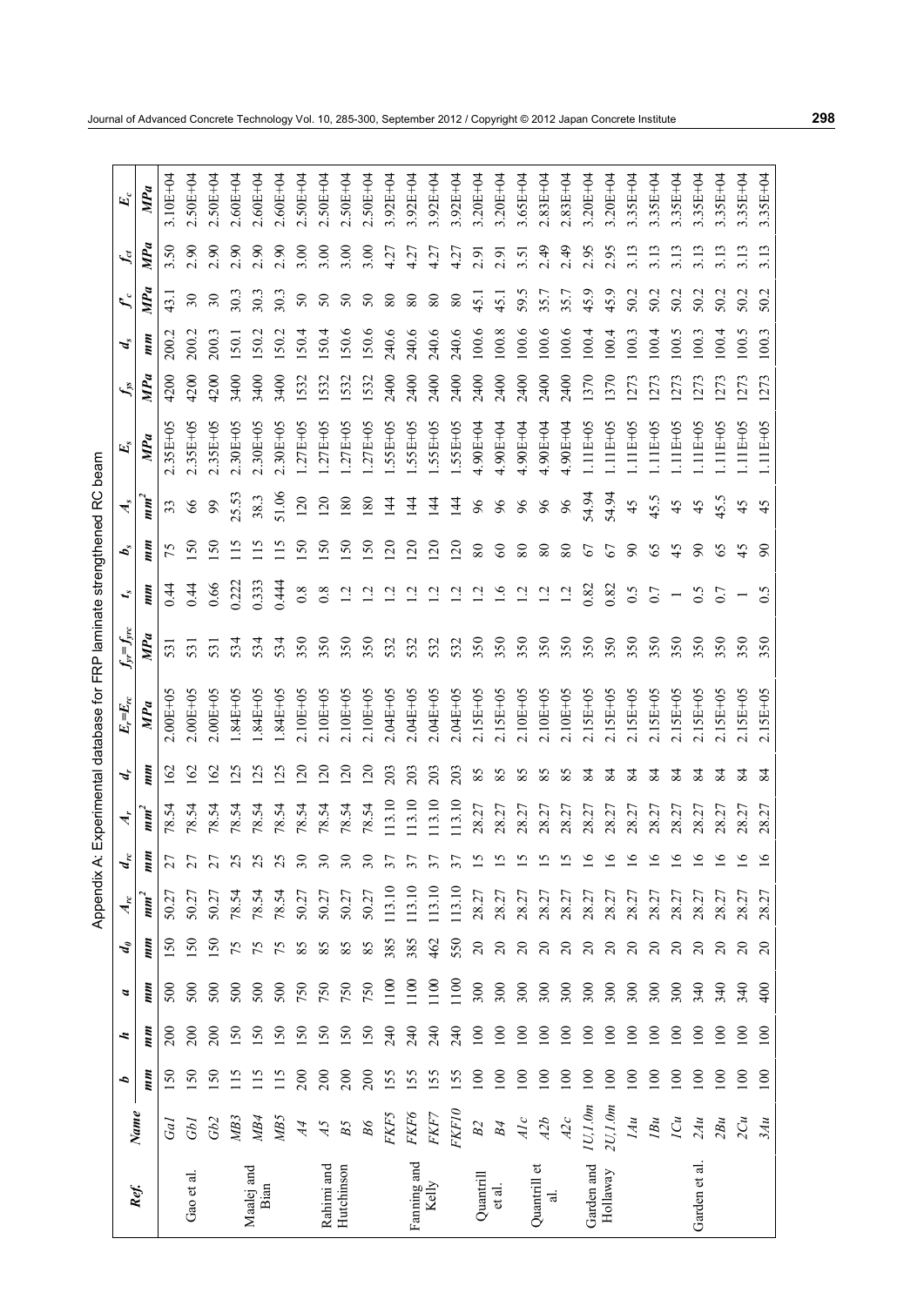Appendix A: Experimental database for FRP laminate strengthened RC beam

| Ref. | Name | $b$ | $h$ | $a$ | $d_0$ | $A_{rc}$ | $d_{rc}$ | $A_r$ | $d_r$ | $E_r=E_{rc}$ | $f_{yr}=f_{yrc}$ | $t_s$ | $b_s$ | $A_s$ | $E_s$ | $f_{ys}$ | $d_s$ | $f'_c$ | $f_{ct}$ | $E_c$ |
|---|---|---|---|---|---|---|---|---|---|---|---|---|---|---|---|---|---|---|---|---|
| | | $mm$ | $mm$ | $mm$ | $mm$ | $mm^2$ | $mm$ | $mm^2$ | $mm$ | $MPa$ | $MPa$ | $mm$ | $mm$ | $mm^2$ | $MPa$ | $MPa$ | $mm$ | $MPa$ | $MPa$ | $MPa$ |
| Gao et al. | $Ga1$ | 150 | 200 | 500 | 150 | 50.27 | 27 | 78.54 | 162 | 2.00E+05 | 531 | 0.44 | 75 | 33 | 2.35E+05 | 4200 | 200.2 | 43.1 | 3.50 | 3.10E+04 |
| | $Gb1$ | 150 | 200 | 500 | 150 | 50.27 | 27 | 78.54 | 162 | 2.00E+05 | 531 | 0.44 | 150 | 66 | 2.35E+05 | 4200 | 200.2 | 30 | 2.90 | 2.50E+04 |
| | $Gb2$ | 150 | 200 | 500 | 150 | 50.27 | 27 | 78.54 | 162 | 2.00E+05 | 531 | 0.66 | 150 | 99 | 2.35E+05 | 4200 | 200.3 | 30 | 2.90 | 2.50E+04 |
| Maalej and Bian | $MB3$ | 115 | 150 | 500 | 75 | 78.54 | 25 | 78.54 | 125 | 1.84E+05 | 534 | 0.222 | 115 | 25.53 | 2.30E+05 | 3400 | 150.1 | 30.3 | 2.90 | 2.60E+04 |
| | $MB4$ | 115 | 150 | 500 | 75 | 78.54 | 25 | 78.54 | 125 | 1.84E+05 | 534 | 0.333 | 115 | 38.3 | 2.30E+05 | 3400 | 150.2 | 30.3 | 2.90 | 2.60E+04 |
| | $MB5$ | 115 | 150 | 500 | 75 | 78.54 | 25 | 78.54 | 125 | 1.84E+05 | 534 | 0.444 | 115 | 51.06 | 2.30E+05 | 3400 | 150.2 | 30.3 | 2.90 | 2.60E+04 |
| Rahimi and Hutchinson | $A4$ | 200 | 150 | 750 | 85 | 50.27 | 30 | 78.54 | 120 | 2.10E+05 | 350 | 0.8 | 150 | 120 | 1.27E+05 | 1532 | 150.4 | 50 | 3.00 | 2.50E+04 |
| | $A5$ | 200 | 150 | 750 | 85 | 50.27 | 30 | 78.54 | 120 | 2.10E+05 | 350 | 0.8 | 150 | 120 | 1.27E+05 | 1532 | 150.4 | 50 | 3.00 | 2.50E+04 |
| | $B5$ | 200 | 150 | 750 | 85 | 50.27 | 30 | 78.54 | 120 | 2.10E+05 | 350 | 1.2 | 150 | 180 | 1.27E+05 | 1532 | 150.6 | 50 | 3.00 | 2.50E+04 |
| | $B6$ | 200 | 150 | 750 | 85 | 50.27 | 30 | 78.54 | 120 | 2.10E+05 | 350 | 1.2 | 150 | 180 | 1.27E+05 | 1532 | 150.6 | 50 | 3.00 | 2.50E+04 |
| Fanning and Kelly | $FKF5$ | 155 | 240 | 1100 | 385 | 113.10 | 37 | 113.10 | 203 | 2.04E+05 | 532 | 1.2 | 120 | 144 | 1.55E+05 | 2400 | 240.6 | 80 | 4.27 | 3.92E+04 |
| | $FKF6$ | 155 | 240 | 1100 | 385 | 113.10 | 37 | 113.10 | 203 | 2.04E+05 | 532 | 1.2 | 120 | 144 | 1.55E+05 | 2400 | 240.6 | 80 | 4.27 | 3.92E+04 |
| | $FKF7$ | 155 | 240 | 1100 | 462 | 113.10 | 37 | 113.10 | 203 | 2.04E+05 | 532 | 1.2 | 120 | 144 | 1.55E+05 | 2400 | 240.6 | 80 | 4.27 | 3.92E+04 |
| | $FKF10$ | 155 | 240 | 1100 | 550 | 113.10 | 37 | 113.10 | 203 | 2.04E+05 | 532 | 1.2 | 120 | 144 | 1.55E+05 | 2400 | 240.6 | 80 | 4.27 | 3.92E+04 |
| Quantrill et al. | $B2$ | 100 | 100 | 300 | 20 | 28.27 | 15 | 28.27 | 85 | 2.15E+05 | 350 | 1.2 | 80 | 96 | 4.90E+04 | 2400 | 100.6 | 45.1 | 2.91 | 3.20E+04 |
| | $B4$ | 100 | 100 | 300 | 20 | 28.27 | 15 | 28.27 | 85 | 2.15E+05 | 350 | 1.6 | 60 | 96 | 4.90E+04 | 2400 | 100.8 | 45.1 | 2.91 | 3.20E+04 |
| Quantrill et al. | $A1c$ | 100 | 100 | 300 | 20 | 28.27 | 15 | 28.27 | 85 | 2.10E+05 | 350 | 1.2 | 80 | 96 | 4.90E+04 | 2400 | 100.6 | 59.5 | 3.51 | 3.65E+04 |
| | $A2b$ | 100 | 100 | 300 | 20 | 28.27 | 15 | 28.27 | 85 | 2.10E+05 | 350 | 1.2 | 80 | 96 | 4.90E+04 | 2400 | 100.6 | 35.7 | 2.49 | 2.83E+04 |
| | $A2c$ | 100 | 100 | 300 | 20 | 28.27 | 15 | 28.27 | 85 | 2.10E+05 | 350 | 1.2 | 80 | 96 | 4.90E+04 | 2400 | 100.6 | 35.7 | 2.49 | 2.83E+04 |
| Garden and Hollaway | $1U,1.0m$ | 100 | 100 | 300 | 20 | 28.27 | 16 | 28.27 | 84 | 2.15E+05 | 350 | 0.82 | 67 | 54.94 | 1.11E+05 | 1370 | 100.4 | 45.9 | 2.95 | 3.20E+04 |
| | $2U,1.0m$ | 100 | 100 | 300 | 20 | 28.27 | 16 | 28.27 | 84 | 2.15E+05 | 350 | 0.82 | 67 | 54.94 | 1.11E+05 | 1370 | 100.4 | 45.9 | 2.95 | 3.20E+04 |
| Garden et al. | $1Au$ | 100 | 100 | 300 | 20 | 28.27 | 16 | 28.27 | 84 | 2.15E+05 | 350 | 0.5 | 90 | 45 | 1.11E+05 | 1273 | 100.3 | 50.2 | 3.13 | 3.35E+04 |
| | $1Bu$ | 100 | 100 | 300 | 20 | 28.27 | 16 | 28.27 | 84 | 2.15E+05 | 350 | 0.7 | 65 | 45.5 | 1.11E+05 | 1273 | 100.4 | 50.2 | 3.13 | 3.35E+04 |
| | $1Cu$ | 100 | 100 | 300 | 20 | 28.27 | 16 | 28.27 | 84 | 2.15E+05 | 350 | 1 | 45 | 45 | 1.11E+05 | 1273 | 100.5 | 50.2 | 3.13 | 3.35E+04 |
| | $2Au$ | 100 | 100 | 340 | 20 | 28.27 | 16 | 28.27 | 84 | 2.15E+05 | 350 | 0.5 | 90 | 45 | 1.11E+05 | 1273 | 100.3 | 50.2 | 3.13 | 3.35E+04 |
| | $2Bu$ | 100 | 100 | 340 | 20 | 28.27 | 16 | 28.27 | 84 | 2.15E+05 | 350 | 0.7 | 65 | 45.5 | 1.11E+05 | 1273 | 100.4 | 50.2 | 3.13 | 3.35E+04 |
| | $2Cu$ | 100 | 100 | 340 | 20 | 28.27 | 16 | 28.27 | 84 | 2.15E+05 | 350 | 1 | 45 | 45 | 1.11E+05 | 1273 | 100.5 | 50.2 | 3.13 | 3.35E+04 |
| | $3Au$ | 100 | 100 | 400 | 20 | 28.27 | 16 | 28.27 | 84 | 2.15E+05 | 350 | 0.5 | 90 | 45 | 1.11E+05 | 1273 | 100.3 | 50.2 | 3.13 | 3.35E+04 |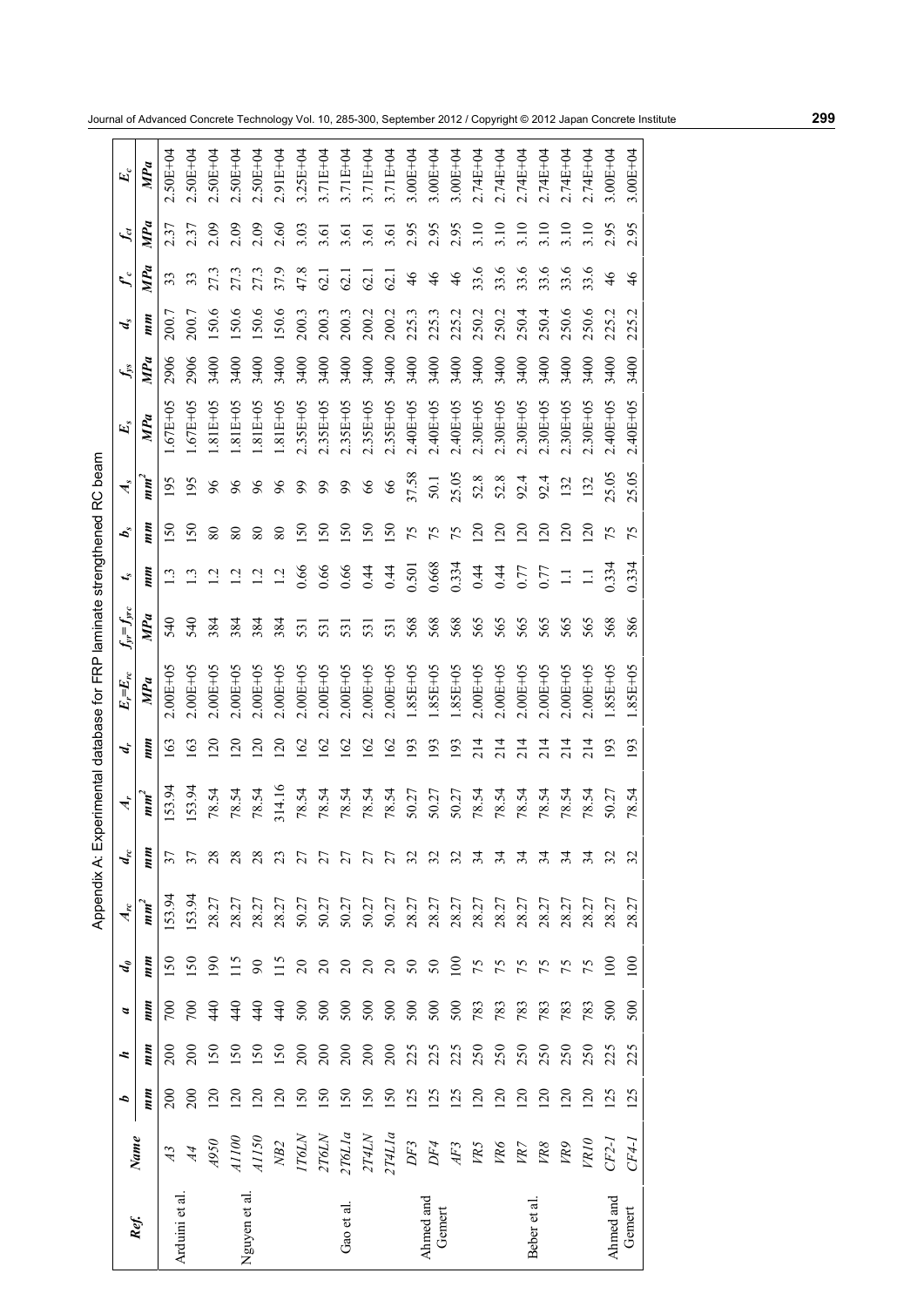Appendix A: Experimental database for FRP laminate strengthened RC beam

| Ref. | Name | $b$ | $h$ | $a$ | $d_0$ | $A_{rc}$ | $d_{rc}$ | $A_r$ | $d_r$ | $E_r=E_{rc}$ | $f_{yr}=f_{yrc}$ | $t_s$ | $b_s$ | $A_s$ | $E_s$ | $f_{ys}$ | $d_s$ | $f'_c$ | $f_{ct}$ | $E_c$ |
|---|---|---|---|---|---|---|---|---|---|---|---|---|---|---|---|---|---|---|---|---|
| | | $mm$ | $mm$ | $mm$ | $mm$ | $mm^2$ | $mm$ | $mm^2$ | $mm$ | $MPa$ | $MPa$ | $mm$ | $mm$ | $mm^2$ | $MPa$ | $MPa$ | $mm$ | $MPa$ | $MPa$ | $MPa$ |
| Arduini et al. | *A3* | 200 | 200 | 700 | 150 | 153.94 | 37 | 153.94 | 163 | 2.00E+05 | 540 | 1.3 | 150 | 195 | 1.67E+05 | 2906 | 200.7 | 33 | 2.37 | 2.50E+04 |
| | *A4* | 200 | 200 | 700 | 150 | 153.94 | 37 | 153.94 | 163 | 2.00E+05 | 540 | 1.3 | 150 | 195 | 1.67E+05 | 2906 | 200.7 | 33 | 2.37 | 2.50E+04 |
| Nguyen et al. | *A950* | 120 | 150 | 440 | 190 | 28.27 | 28 | 78.54 | 120 | 2.00E+05 | 384 | 1.2 | 80 | 96 | 1.81E+05 | 3400 | 150.6 | 27.3 | 2.09 | 2.50E+04 |
| | *A1100* | 120 | 150 | 440 | 115 | 28.27 | 28 | 78.54 | 120 | 2.00E+05 | 384 | 1.2 | 80 | 96 | 1.81E+05 | 3400 | 150.6 | 27.3 | 2.09 | 2.50E+04 |
| | *A1150* | 120 | 150 | 440 | 90 | 28.27 | 28 | 78.54 | 120 | 2.00E+05 | 384 | 1.2 | 80 | 96 | 1.81E+05 | 3400 | 150.6 | 27.3 | 2.09 | 2.50E+04 |
| | *NB2* | 120 | 150 | 440 | 115 | 28.27 | 23 | 314.16 | 120 | 2.00E+05 | 384 | 1.2 | 80 | 96 | 1.81E+05 | 3400 | 150.6 | 37.9 | 2.60 | 2.91E+04 |
| Gao et al. | *1T6LN* | 150 | 200 | 500 | 20 | 50.27 | 27 | 78.54 | 162 | 2.00E+05 | 531 | 0.66 | 150 | 99 | 2.35E+05 | 3400 | 200.3 | 47.8 | 3.03 | 3.25E+04 |
| | *2T6LN* | 150 | 200 | 500 | 20 | 50.27 | 27 | 78.54 | 162 | 2.00E+05 | 531 | 0.66 | 150 | 99 | 2.35E+05 | 3400 | 200.3 | 62.1 | 3.61 | 3.71E+04 |
| | *2T6L1a* | 150 | 200 | 500 | 20 | 50.27 | 27 | 78.54 | 162 | 2.00E+05 | 531 | 0.66 | 150 | 99 | 2.35E+05 | 3400 | 200.3 | 62.1 | 3.61 | 3.71E+04 |
| | *2T4LN* | 150 | 200 | 500 | 20 | 50.27 | 27 | 78.54 | 162 | 2.00E+05 | 531 | 0.44 | 150 | 66 | 2.35E+05 | 3400 | 200.2 | 62.1 | 3.61 | 3.71E+04 |
| | *2T4L1a* | 150 | 200 | 500 | 20 | 50.27 | 27 | 78.54 | 162 | 2.00E+05 | 531 | 0.44 | 150 | 66 | 2.35E+05 | 3400 | 200.2 | 62.1 | 3.61 | 3.71E+04 |
| Ahmed and Gemert | *DF3* | 125 | 225 | 500 | 50 | 28.27 | 32 | 50.27 | 193 | 1.85E+05 | 568 | 0.501 | 75 | 37.58 | 2.40E+05 | 3400 | 225.3 | 46 | 2.95 | 3.00E+04 |
| | *DF4* | 125 | 225 | 500 | 50 | 28.27 | 32 | 50.27 | 193 | 1.85E+05 | 568 | 0.668 | 75 | 50.1 | 2.40E+05 | 3400 | 225.3 | 46 | 2.95 | 3.00E+04 |
| | *AF3* | 125 | 225 | 500 | 100 | 28.27 | 32 | 50.27 | 193 | 1.85E+05 | 568 | 0.334 | 75 | 25.05 | 2.40E+05 | 3400 | 225.2 | 46 | 2.95 | 3.00E+04 |
| Beber et al. | *VR5* | 120 | 250 | 783 | 75 | 28.27 | 34 | 78.54 | 214 | 2.00E+05 | 565 | 0.44 | 120 | 52.8 | 2.30E+05 | 3400 | 250.2 | 33.6 | 3.10 | 2.74E+04 |
| | *VR6* | 120 | 250 | 783 | 75 | 28.27 | 34 | 78.54 | 214 | 2.00E+05 | 565 | 0.44 | 120 | 52.8 | 2.30E+05 | 3400 | 250.2 | 33.6 | 3.10 | 2.74E+04 |
| | *VR7* | 120 | 250 | 783 | 75 | 28.27 | 34 | 78.54 | 214 | 2.00E+05 | 565 | 0.77 | 120 | 92.4 | 2.30E+05 | 3400 | 250.4 | 33.6 | 3.10 | 2.74E+04 |
| | *VR8* | 120 | 250 | 783 | 75 | 28.27 | 34 | 78.54 | 214 | 2.00E+05 | 565 | 0.77 | 120 | 92.4 | 2.30E+05 | 3400 | 250.4 | 33.6 | 3.10 | 2.74E+04 |
| | *VR9* | 120 | 250 | 783 | 75 | 28.27 | 34 | 78.54 | 214 | 2.00E+05 | 565 | 1.1 | 120 | 132 | 2.30E+05 | 3400 | 250.6 | 33.6 | 3.10 | 2.74E+04 |
| | *VR10* | 120 | 250 | 783 | 75 | 28.27 | 34 | 78.54 | 214 | 2.00E+05 | 565 | 1.1 | 120 | 132 | 2.30E+05 | 3400 | 250.6 | 33.6 | 3.10 | 2.74E+04 |
| Ahmed and Gemert | *CF2-1* | 125 | 225 | 500 | 100 | 28.27 | 32 | 50.27 | 193 | 1.85E+05 | 568 | 0.334 | 75 | 25.05 | 2.40E+05 | 3400 | 225.2 | 46 | 2.95 | 3.00E+04 |
| | *CF4-1* | 125 | 225 | 500 | 100 | 28.27 | 32 | 78.54 | 193 | 1.85E+05 | 586 | 0.334 | 75 | 25.05 | 2.40E+05 | 3400 | 225.2 | 46 | 2.95 | 3.00E+04 |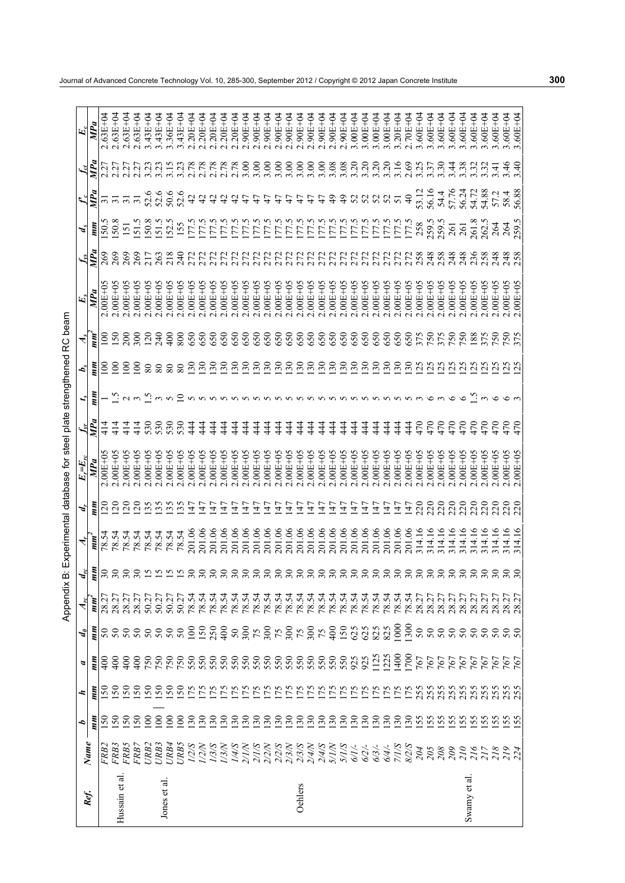Appendix B: Experimental database for steel plate strengthened RC beam

| Ref. | Name | $b$ | $h$ | $a$ | $d_0$ | $A_{rc}$ | $d_{rc}$ | $A_r$ | $d_r$ | $E_r=E_{rc}$ | $f_{yr}$ | $t_s$ | $b_s$ | $A_s$ | $E_s$ | $f_{ys}$ | $d_s$ | $f_c$ | $f_{ct}$ | $E_c$ |
|---|---|---|---|---|---|---|---|---|---|---|---|---|---|---|---|---|---|---|---|---|
| | | mm | mm | mm | mm | mm² | mm | mm² | mm | MPa | MPa | mm | mm | mm² | MPa | MPa | mm | MPa | MPa | MPa |
| Hussain et al. | FRB2 | 150 | 150 | 400 | 50 | 28.27 | 30 | 78.54 | 120 | 2.00E+05 | 414 | 1 | 100 | 100 | 2.00E+05 | 269 | 150.5 | 31 | 2.27 | 2.63E+04 |
| | FRB3 | 150 | 150 | 400 | 50 | 28.27 | 30 | 78.54 | 120 | 2.00E+05 | 414 | 1.5 | 100 | 150 | 2.00E+05 | 269 | 150.8 | 31 | 2.27 | 2.63E+04 |
| | FRB5 | 150 | 150 | 400 | 50 | 28.27 | 30 | 78.54 | 120 | 2.00E+05 | 414 | 2 | 100 | 200 | 2.00E+05 | 269 | 151 | 31 | 2.27 | 2.63E+04 |
| | FRB7 | 150 | 150 | 400 | 50 | 28.27 | 30 | 78.54 | 120 | 2.00E+05 | 414 | 3 | 100 | 300 | 2.00E+05 | 269 | 151.5 | 31 | 2.27 | 2.63E+04 |
| Jones et al. | URB2 | 100 | 150 | 750 | 50 | 50.27 | 15 | 78.54 | 135 | 2.00E+05 | 530 | 1.5 | 80 | 120 | 2.00E+05 | 217 | 150.8 | 52.6 | 3.23 | 3.43E+04 |
| | URB3 | 100 | 150 | 750 | 50 | 50.27 | 15 | 78.54 | 135 | 2.00E+05 | 530 | 3 | 80 | 240 | 2.00E+05 | 263 | 151.5 | 52.6 | 3.23 | 3.43E+04 |
| | URB4 | 100 | 150 | 750 | 50 | 50.27 | 15 | 78.54 | 135 | 2.00E+05 | 530 | 5 | 80 | 400 | 2.00E+05 | 218 | 152.5 | 50.6 | 3.15 | 3.36E+04 |
| | URB5 | 100 | 150 | 750 | 50 | 50.27 | 15 | 78.54 | 135 | 2.00E+05 | 530 | 10 | 80 | 800 | 2.00E+05 | 240 | 155 | 52.6 | 3.23 | 3.43E+04 |
| Oehlers | 1/2/S | 130 | 175 | 550 | 100 | 78.54 | 30 | 201.06 | 147 | 2.00E+05 | 444 | 5 | 130 | 650 | 2.00E+05 | 272 | 177.5 | 42 | 2.78 | 2.20E+04 |
| | 1/2/N | 130 | 175 | 550 | 150 | 78.54 | 30 | 201.06 | 147 | 2.00E+05 | 444 | 5 | 130 | 650 | 2.00E+05 | 272 | 177.5 | 42 | 2.78 | 2.20E+04 |
| | 1/3/S | 130 | 175 | 550 | 250 | 78.54 | 30 | 201.06 | 147 | 2.00E+05 | 444 | 5 | 130 | 650 | 2.00E+05 | 272 | 177.5 | 42 | 2.78 | 2.20E+04 |
| | 1/3/N | 130 | 175 | 550 | 400 | 78.54 | 30 | 201.06 | 147 | 2.00E+05 | 444 | 5 | 130 | 650 | 2.00E+05 | 272 | 177.5 | 42 | 2.78 | 2.20E+04 |
| | 1/4/S | 130 | 175 | 550 | 50 | 78.54 | 30 | 201.06 | 147 | 2.00E+05 | 444 | 5 | 130 | 650 | 2.00E+05 | 272 | 177.5 | 42 | 2.78 | 2.20E+04 |
| | 2/1/N | 130 | 175 | 550 | 300 | 78.54 | 30 | 201.06 | 147 | 2.00E+05 | 444 | 5 | 130 | 650 | 2.00E+05 | 272 | 177.5 | 47 | 3.00 | 2.90E+04 |
| | 2/1/S | 130 | 175 | 550 | 75 | 78.54 | 30 | 201.06 | 147 | 2.00E+05 | 444 | 5 | 130 | 650 | 2.00E+05 | 272 | 177.5 | 47 | 3.00 | 2.90E+04 |
| | 2/2/N | 130 | 175 | 550 | 300 | 78.54 | 30 | 201.06 | 147 | 2.00E+05 | 444 | 5 | 130 | 650 | 2.00E+05 | 272 | 177.5 | 47 | 3.00 | 2.90E+04 |
| | 2/2/S | 130 | 175 | 550 | 75 | 78.54 | 30 | 201.06 | 147 | 2.00E+05 | 444 | 5 | 130 | 650 | 2.00E+05 | 272 | 177.5 | 47 | 3.00 | 2.90E+04 |
| | 2/3/N | 130 | 175 | 550 | 300 | 78.54 | 30 | 201.06 | 147 | 2.00E+05 | 444 | 5 | 130 | 650 | 2.00E+05 | 272 | 177.5 | 47 | 3.00 | 2.90E+04 |
| | 2/3/S | 130 | 175 | 550 | 75 | 78.54 | 30 | 201.06 | 147 | 2.00E+05 | 444 | 5 | 130 | 650 | 2.00E+05 | 272 | 177.5 | 47 | 3.00 | 2.90E+04 |
| | 2/4/N | 130 | 175 | 550 | 300 | 78.54 | 30 | 201.06 | 147 | 2.00E+05 | 444 | 5 | 130 | 650 | 2.00E+05 | 272 | 177.5 | 47 | 3.00 | 2.90E+04 |
| | 2/4/S | 130 | 175 | 550 | 75 | 78.54 | 30 | 201.06 | 147 | 2.00E+05 | 444 | 5 | 130 | 650 | 2.00E+05 | 272 | 177.5 | 47 | 3.00 | 2.90E+04 |
| | 5/1/N | 130 | 175 | 550 | 400 | 78.54 | 30 | 201.06 | 147 | 2.00E+05 | 444 | 5 | 130 | 650 | 2.00E+05 | 272 | 177.5 | 49 | 3.08 | 2.90E+04 |
| | 5/1/S | 130 | 175 | 550 | 150 | 78.54 | 30 | 201.06 | 147 | 2.00E+05 | 444 | 5 | 130 | 650 | 2.00E+05 | 272 | 177.5 | 49 | 3.08 | 2.90E+04 |
| | 6/1/- | 130 | 175 | 925 | 625 | 78.54 | 30 | 201.06 | 147 | 2.00E+05 | 444 | 5 | 130 | 650 | 2.00E+05 | 272 | 177.5 | 52 | 3.20 | 3.00E+04 |
| | 6/2/- | 130 | 175 | 925 | 625 | 78.54 | 30 | 201.06 | 147 | 2.00E+05 | 444 | 5 | 130 | 650 | 2.00E+05 | 272 | 177.5 | 52 | 3.20 | 3.00E+04 |
| | 6/3/- | 130 | 175 | 1125 | 825 | 78.54 | 30 | 201.06 | 147 | 2.00E+05 | 444 | 5 | 130 | 650 | 2.00E+05 | 272 | 177.5 | 52 | 3.20 | 3.00E+04 |
| | 6/4/- | 130 | 175 | 1225 | 825 | 78.54 | 30 | 201.06 | 147 | 2.00E+05 | 444 | 5 | 130 | 650 | 2.00E+05 | 272 | 177.5 | 52 | 3.20 | 3.00E+04 |
| | 7/1/S | 130 | 175 | 1400 | 1000 | 78.54 | 30 | 201.06 | 147 | 2.00E+05 | 444 | 5 | 130 | 650 | 2.00E+05 | 272 | 177.5 | 51 | 3.16 | 3.20E+04 |
| | 8/2/S | 130 | 175 | 1700 | 1300 | 78.54 | 30 | 201.06 | 147 | 2.00E+05 | 444 | 5 | 130 | 650 | 2.00E+05 | 272 | 177.5 | 40 | 2.69 | 2.70E+04 |
| Swamy et al. | 204 | 155 | 255 | 767 | 50 | 28.27 | 30 | 314.16 | 220 | 2.00E+05 | 470 | 3 | 125 | 375 | 2.00E+05 | 258 | 258 | 53.12 | 3.25 | 3.60E+04 |
| | 205 | 155 | 255 | 767 | 50 | 28.27 | 30 | 314.16 | 220 | 2.00E+05 | 470 | 6 | 125 | 750 | 2.00E+05 | 248 | 259.5 | 56.16 | 3.37 | 3.60E+04 |
| | 208 | 155 | 255 | 767 | 50 | 28.27 | 30 | 314.16 | 220 | 2.00E+05 | 470 | 3 | 125 | 375 | 2.00E+05 | 258 | 259.5 | 54.4 | 3.30 | 3.60E+04 |
| | 209 | 155 | 255 | 767 | 50 | 28.27 | 30 | 314.16 | 220 | 2.00E+05 | 470 | 6 | 125 | 750 | 2.00E+05 | 248 | 261 | 57.76 | 3.44 | 3.60E+04 |
| | 210 | 155 | 255 | 767 | 50 | 28.27 | 30 | 314.16 | 220 | 2.00E+05 | 470 | 6 | 125 | 750 | 2.00E+05 | 248 | 261 | 56.24 | 3.38 | 3.60E+04 |
| | 216 | 155 | 255 | 767 | 50 | 28.27 | 30 | 314.16 | 220 | 2.00E+05 | 470 | 1.5 | 125 | 188 | 2.00E+05 | 236 | 261.8 | 54.72 | 3.32 | 3.60E+04 |
| | 217 | 155 | 255 | 767 | 50 | 28.27 | 30 | 314.16 | 220 | 2.00E+05 | 470 | 3 | 125 | 375 | 2.00E+05 | 258 | 262.5 | 54.88 | 3.32 | 3.60E+04 |
| | 218 | 155 | 255 | 767 | 50 | 28.27 | 30 | 314.16 | 220 | 2.00E+05 | 470 | 6 | 125 | 750 | 2.00E+05 | 248 | 264 | 57.2 | 3.41 | 3.60E+04 |
| | 219 | 155 | 255 | 767 | 50 | 28.27 | 30 | 314.16 | 220 | 2.00E+05 | 470 | 6 | 125 | 750 | 2.00E+05 | 248 | 264 | 58.4 | 3.46 | 3.60E+04 |
| | 224 | 155 | 255 | 767 | 50 | 28.27 | 30 | 314.16 | 220 | 2.00E+05 | 470 | 3 | 125 | 375 | 2.00E+05 | 258 | 259.5 | 56.88 | 3.40 | 3.60E+04 |